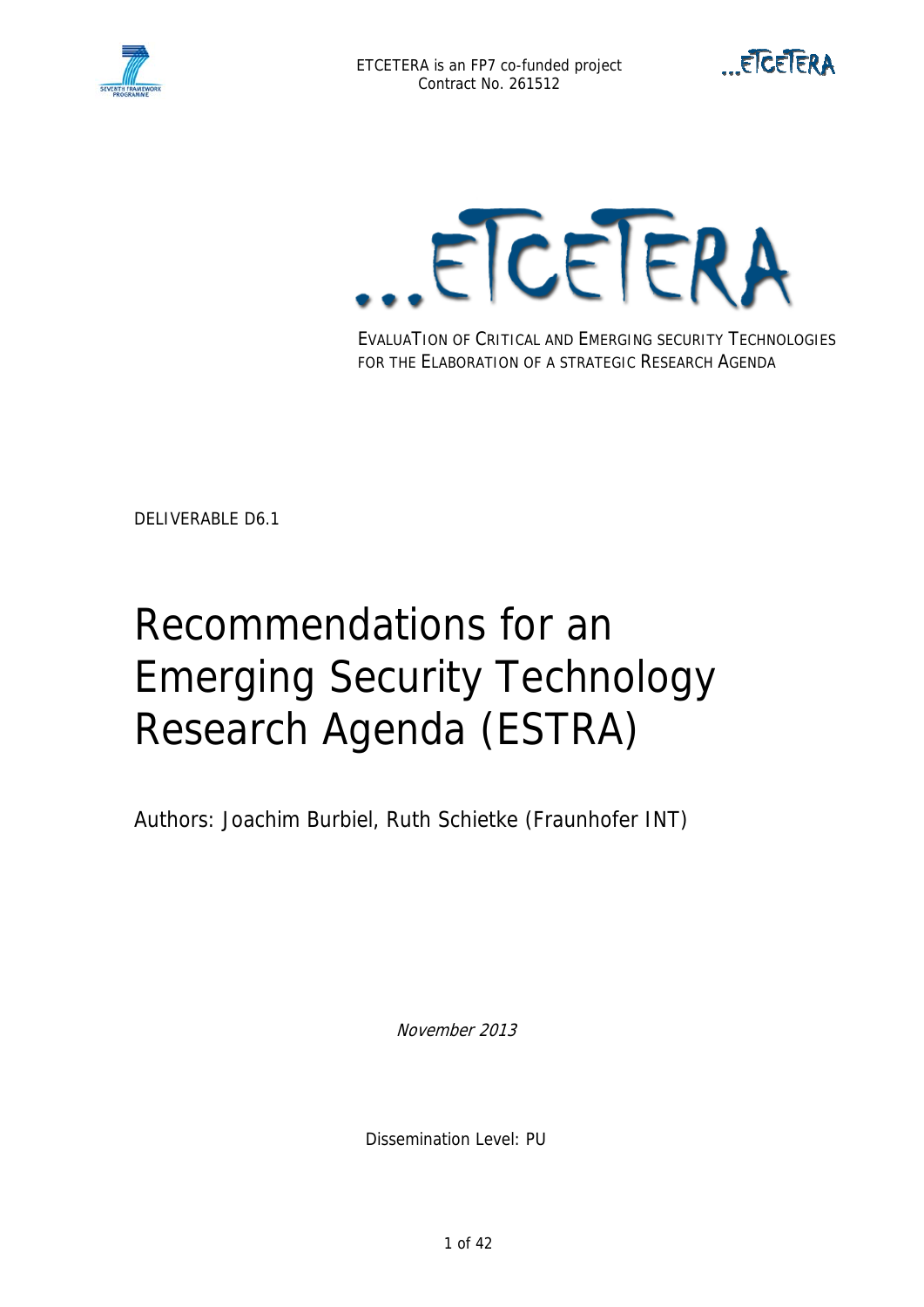ETCETERA is an FP7 co-funded project
Contract No. 261512

# ...ETCETERA

EVALUATION OF CRITICAL AND EMERGING SECURITY TECHNOLOGIES FOR THE ELABORATION OF A STRATEGIC RESEARCH AGENDA

DELIVERABLE D6.1

# Recommendations for an Emerging Security Technology Research Agenda (ESTRA)

Authors: Joachim Burbiel, Ruth Schietke (Fraunhofer INT)

*November 2013*

Dissemination Level: PU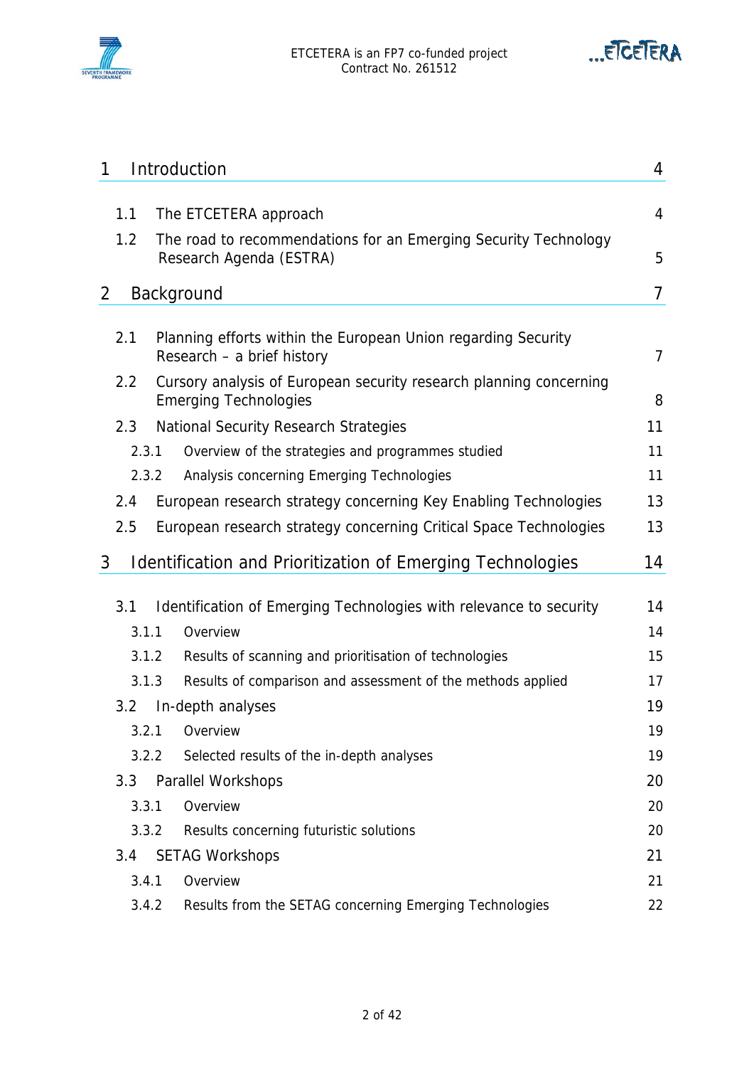| | |
|---|---|
| 1 Introduction | 4 |
| 1.1 The ETCETERA approach | 4 |
| 1.2 The road to recommendations for an Emerging Security Technology Research Agenda (ESTRA) | 5 |
| 2 Background | 7 |
| 2.1 Planning efforts within the European Union regarding Security Research – a brief history | 7 |
| 2.2 Cursory analysis of European security research planning concerning Emerging Technologies | 8 |
| 2.3 National Security Research Strategies | 11 |
| 2.3.1 Overview of the strategies and programmes studied | 11 |
| 2.3.2 Analysis concerning Emerging Technologies | 11 |
| 2.4 European research strategy concerning Key Enabling Technologies | 13 |
| 2.5 European research strategy concerning Critical Space Technologies | 13 |
| 3 Identification and Prioritization of Emerging Technologies | 14 |
| 3.1 Identification of Emerging Technologies with relevance to security | 14 |
| 3.1.1 Overview | 14 |
| 3.1.2 Results of scanning and prioritisation of technologies | 15 |
| 3.1.3 Results of comparison and assessment of the methods applied | 17 |
| 3.2 In-depth analyses | 19 |
| 3.2.1 Overview | 19 |
| 3.2.2 Selected results of the in-depth analyses | 19 |
| 3.3 Parallel Workshops | 20 |
| 3.3.1 Overview | 20 |
| 3.3.2 Results concerning futuristic solutions | 20 |
| 3.4 SETAG Workshops | 21 |
| 3.4.1 Overview | 21 |
| 3.4.2 Results from the SETAG concerning Emerging Technologies | 22 |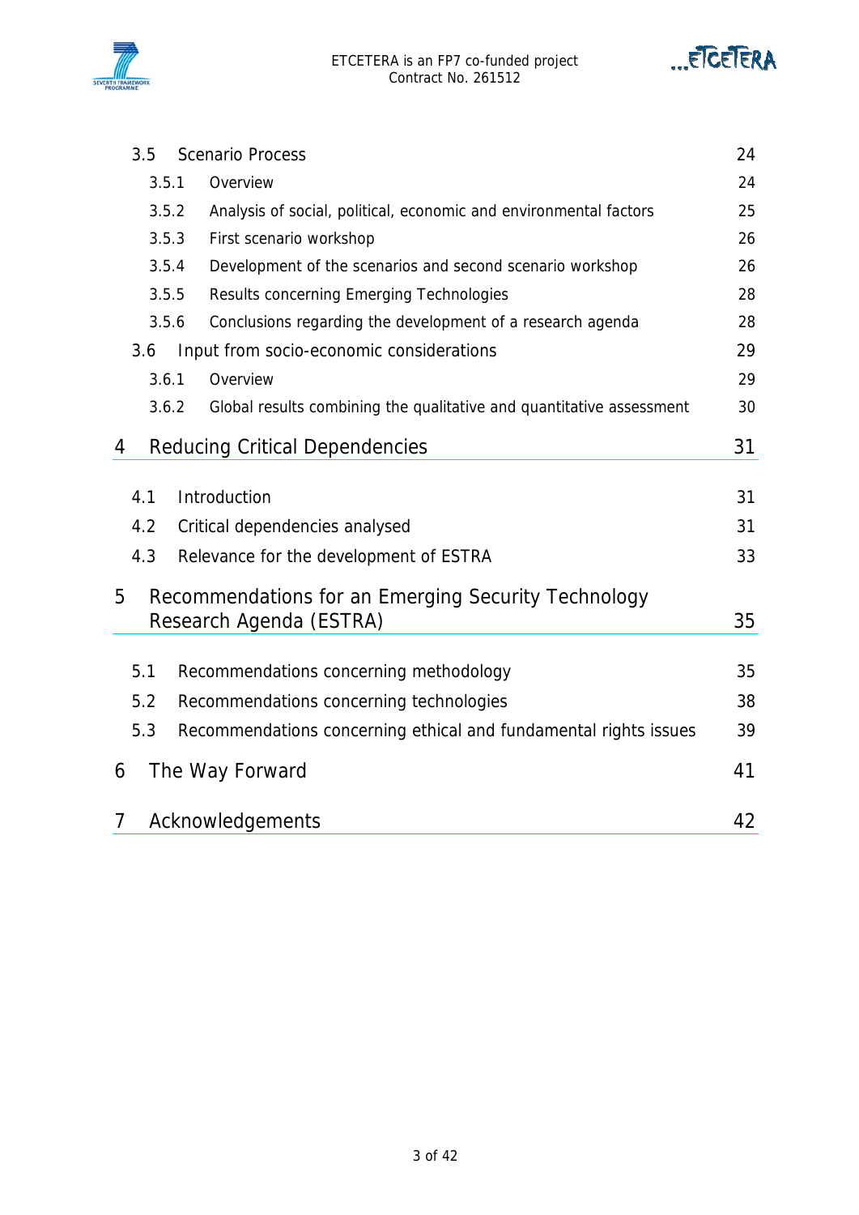| | | |
|---|---|---|
| 3.5 | Scenario Process | 24 |
| 3.5.1 | Overview | 24 |
| 3.5.2 | Analysis of social, political, economic and environmental factors | 25 |
| 3.5.3 | First scenario workshop | 26 |
| 3.5.4 | Development of the scenarios and second scenario workshop | 26 |
| 3.5.5 | Results concerning Emerging Technologies | 28 |
| 3.5.6 | Conclusions regarding the development of a research agenda | 28 |
| 3.6 | Input from socio-economic considerations | 29 |
| 3.6.1 | Overview | 29 |
| 3.6.2 | Global results combining the qualitative and quantitative assessment | 30 |
| **4** | **Reducing Critical Dependencies** | **31** |
| 4.1 | Introduction | 31 |
| 4.2 | Critical dependencies analysed | 31 |
| 4.3 | Relevance for the development of ESTRA | 33 |
| **5** | **Recommendations for an Emerging Security Technology Research Agenda (ESTRA)** | **35** |
| 5.1 | Recommendations concerning methodology | 35 |
| 5.2 | Recommendations concerning technologies | 38 |
| 5.3 | Recommendations concerning ethical and fundamental rights issues | 39 |
| **6** | **The Way Forward** | **41** |
| **7** | **Acknowledgements** | **42** |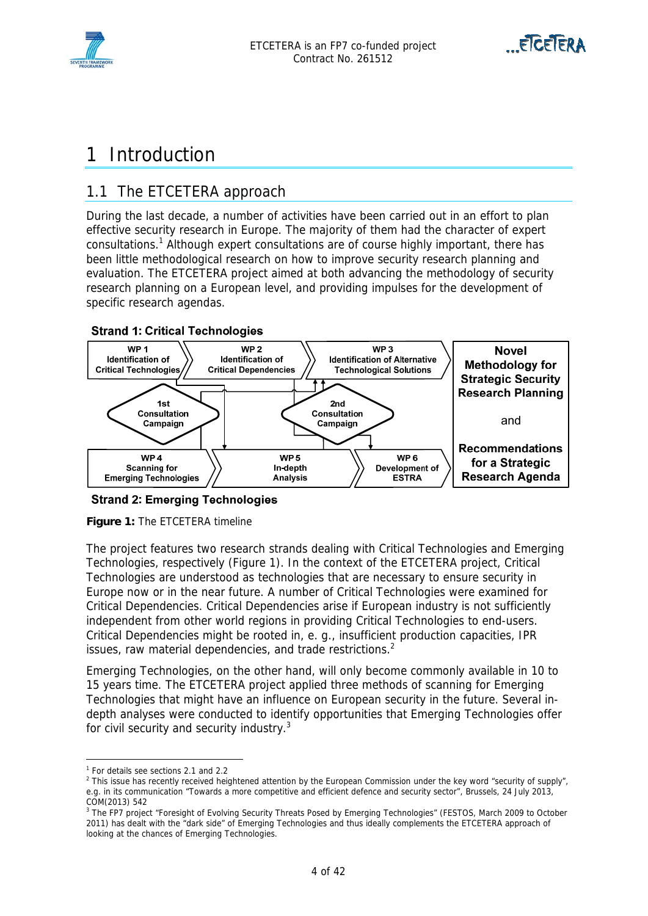# 1 Introduction

## 1.1 The ETCETERA approach

During the last decade, a number of activities have been carried out in an effort to plan effective security research in Europe. The majority of them had the character of expert consultations.[1] Although expert consultations are of course highly important, there has been little methodological research on how to improve security research planning and evaluation. The ETCETERA project aimed at both advancing the methodology of security research planning on a European level, and providing impulses for the development of specific research agendas.

**Strand 1: Critical Technologies**

WP 1 Identification of Critical Technologies

WP 2 Identification of Critical Dependencies

WP 3 Identification of Alternative Technological Solutions

1st Consultation Campaign

2nd Consultation Campaign

WP 4 Scanning for Emerging Technologies

WP 5 In-depth Analysis

WP 6 Development of ESTRA

**Novel Methodology for Strategic Security Research Planning**

and

**Recommendations for a Strategic Research Agenda**

**Strand 2: Emerging Technologies**

**Figure 1:** The ETCETERA timeline

The project features two research strands dealing with Critical Technologies and Emerging Technologies, respectively (Figure 1). In the context of the ETCETERA project, Critical Technologies are understood as technologies that are necessary to ensure security in Europe now or in the near future. A number of Critical Technologies were examined for Critical Dependencies. Critical Dependencies arise if European industry is not sufficiently independent from other world regions in providing Critical Technologies to end-users. Critical Dependencies might be rooted in, e. g., insufficient production capacities, IPR issues, raw material dependencies, and trade restrictions.[2]

Emerging Technologies, on the other hand, will only become commonly available in 10 to 15 years time. The ETCETERA project applied three methods of scanning for Emerging Technologies that might have an influence on European security in the future. Several in-depth analyses were conducted to identify opportunities that Emerging Technologies offer for civil security and security industry.[3]

---

[1] For details see sections 2.1 and 2.2

[2] This issue has recently received heightened attention by the European Commission under the key word "security of supply", e.g. in its communication "Towards a more competitive and efficient defence and security sector", Brussels, 24 July 2013, COM(2013) 542

[3] The FP7 project "Foresight of Evolving Security Threats Posed by Emerging Technologies" (FESTOS, March 2009 to October 2011) has dealt with the "dark side" of Emerging Technologies and thus ideally complements the ETCETERA approach of looking at the chances of Emerging Technologies.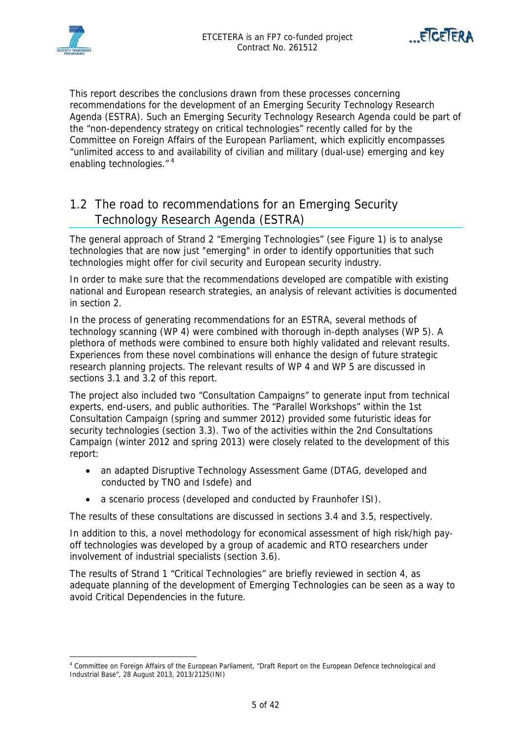This report describes the conclusions drawn from these processes concerning recommendations for the development of an Emerging Security Technology Research Agenda (ESTRA). Such an Emerging Security Technology Research Agenda could be part of the "non-dependency strategy on critical technologies" recently called for by the Committee on Foreign Affairs of the European Parliament, which explicitly encompasses "unlimited access to and availability of civilian and military (dual-use) emerging and key enabling technologies." [4]

## 1.2 The road to recommendations for an Emerging Security Technology Research Agenda (ESTRA)

The general approach of Strand 2 "Emerging Technologies" (see Figure 1) is to analyse technologies that are now just "emerging" in order to identify opportunities that such technologies might offer for civil security and European security industry.

In order to make sure that the recommendations developed are compatible with existing national and European research strategies, an analysis of relevant activities is documented in section 2.

In the process of generating recommendations for an ESTRA, several methods of technology scanning (WP 4) were combined with thorough in-depth analyses (WP 5). A plethora of methods were combined to ensure both highly validated and relevant results. Experiences from these novel combinations will enhance the design of future strategic research planning projects. The relevant results of WP 4 and WP 5 are discussed in sections 3.1 and 3.2 of this report.

The project also included two "Consultation Campaigns" to generate input from technical experts, end-users, and public authorities. The "Parallel Workshops" within the 1st Consultation Campaign (spring and summer 2012) provided some futuristic ideas for security technologies (section 3.3). Two of the activities within the 2nd Consultations Campaign (winter 2012 and spring 2013) were closely related to the development of this report:

- an adapted Disruptive Technology Assessment Game (DTAG, developed and conducted by TNO and Isdefe) and
- a scenario process (developed and conducted by Fraunhofer ISI).

The results of these consultations are discussed in sections 3.4 and 3.5, respectively.

In addition to this, a novel methodology for economical assessment of high risk/high pay-off technologies was developed by a group of academic and RTO researchers under involvement of industrial specialists (section 3.6).

The results of Strand 1 "Critical Technologies" are briefly reviewed in section 4, as adequate planning of the development of Emerging Technologies can be seen as a way to avoid Critical Dependencies in the future.

---

[4] Committee on Foreign Affairs of the European Parliament, "Draft Report on the European Defence technological and Industrial Base", 28 August 2013, 2013/2125(INI)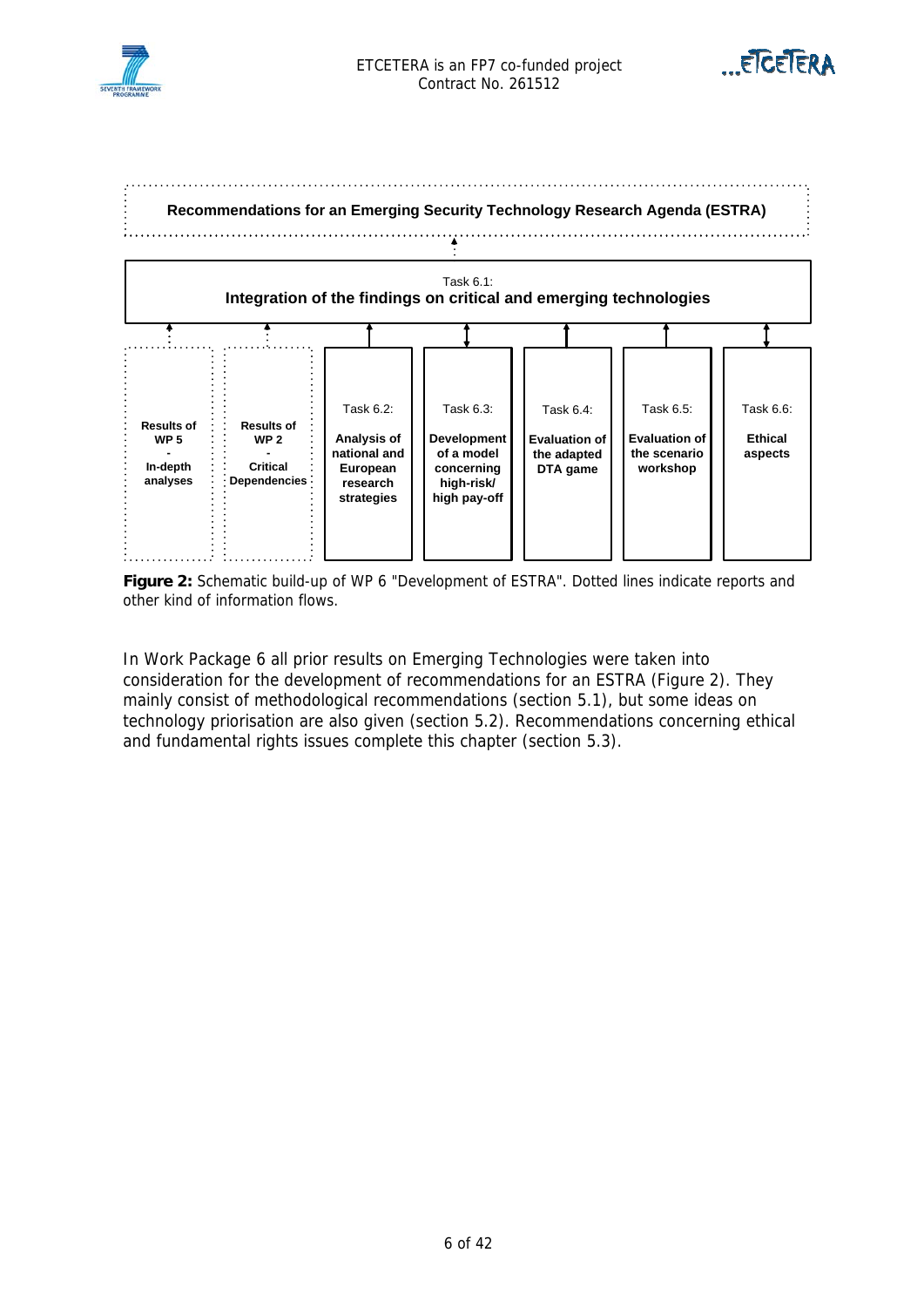**Recommendations for an Emerging Security Technology Research Agenda (ESTRA)**

Task 6.1:
**Integration of the findings on critical and emerging technologies**

| **Results of WP 5 - In-depth analyses** | **Results of WP 2 - Critical Dependencies** | Task 6.2: **Analysis of national and European research strategies** | Task 6.3: **Development of a model concerning high-risk/ high pay-off** | Task 6.4: **Evaluation of the adapted DTA game** | Task 6.5: **Evaluation of the scenario workshop** | Task 6.6: **Ethical aspects** |
|---|---|---|---|---|---|---|

**Figure 2:** Schematic build-up of WP 6 "Development of ESTRA". Dotted lines indicate reports and other kind of information flows.

In Work Package 6 all prior results on Emerging Technologies were taken into consideration for the development of recommendations for an ESTRA (Figure 2). They mainly consist of methodological recommendations (section 5.1), but some ideas on technology priorisation are also given (section 5.2). Recommendations concerning ethical and fundamental rights issues complete this chapter (section 5.3).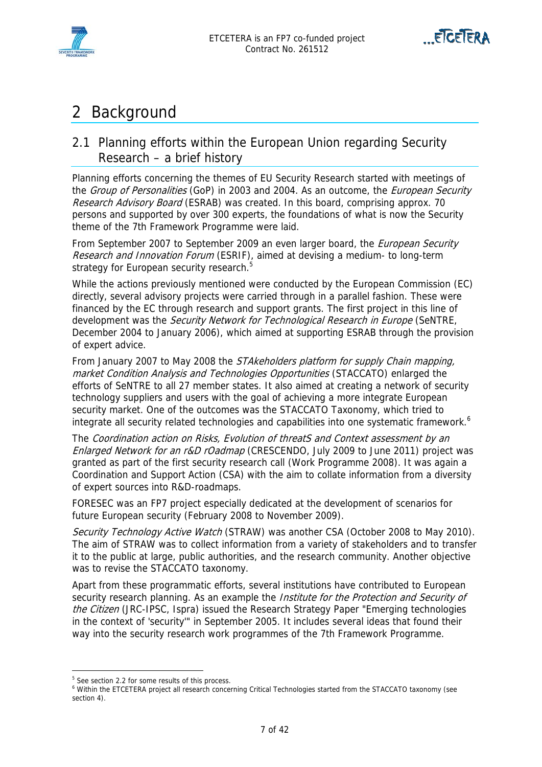# 2 Background

## 2.1 Planning efforts within the European Union regarding Security Research – a brief history

Planning efforts concerning the themes of EU Security Research started with meetings of the *Group of Personalities* (GoP) in 2003 and 2004. As an outcome, the *European Security Research Advisory Board* (ESRAB) was created. In this board, comprising approx. 70 persons and supported by over 300 experts, the foundations of what is now the Security theme of the 7th Framework Programme were laid.

From September 2007 to September 2009 an even larger board, the *European Security Research and Innovation Forum* (ESRIF), aimed at devising a medium- to long-term strategy for European security research.[5]

While the actions previously mentioned were conducted by the European Commission (EC) directly, several advisory projects were carried through in a parallel fashion. These were financed by the EC through research and support grants. The first project in this line of development was the *Security Network for Technological Research in Europe* (SeNTRE, December 2004 to January 2006), which aimed at supporting ESRAB through the provision of expert advice.

From January 2007 to May 2008 the *STAkeholders platform for supply Chain mapping, market Condition Analysis and Technologies Opportunities* (STACCATO) enlarged the efforts of SeNTRE to all 27 member states. It also aimed at creating a network of security technology suppliers and users with the goal of achieving a more integrate European security market. One of the outcomes was the STACCATO Taxonomy, which tried to integrate all security related technologies and capabilities into one systematic framework.[6]

The *Coordination action on Risks, Evolution of threatS and Context assessment by an Enlarged Network for an r&D rOadmap* (CRESCENDO, July 2009 to June 2011) project was granted as part of the first security research call (Work Programme 2008). It was again a Coordination and Support Action (CSA) with the aim to collate information from a diversity of expert sources into R&D-roadmaps.

FORESEC was an FP7 project especially dedicated at the development of scenarios for future European security (February 2008 to November 2009).

*Security Technology Active Watch* (STRAW) was another CSA (October 2008 to May 2010). The aim of STRAW was to collect information from a variety of stakeholders and to transfer it to the public at large, public authorities, and the research community. Another objective was to revise the STACCATO taxonomy.

Apart from these programmatic efforts, several institutions have contributed to European security research planning. As an example the *Institute for the Protection and Security of the Citizen* (JRC-IPSC, Ispra) issued the Research Strategy Paper "Emerging technologies in the context of 'security'" in September 2005. It includes several ideas that found their way into the security research work programmes of the 7th Framework Programme.

---

[5] See section 2.2 for some results of this process.

[6] Within the ETCETERA project all research concerning Critical Technologies started from the STACCATO taxonomy (see section 4).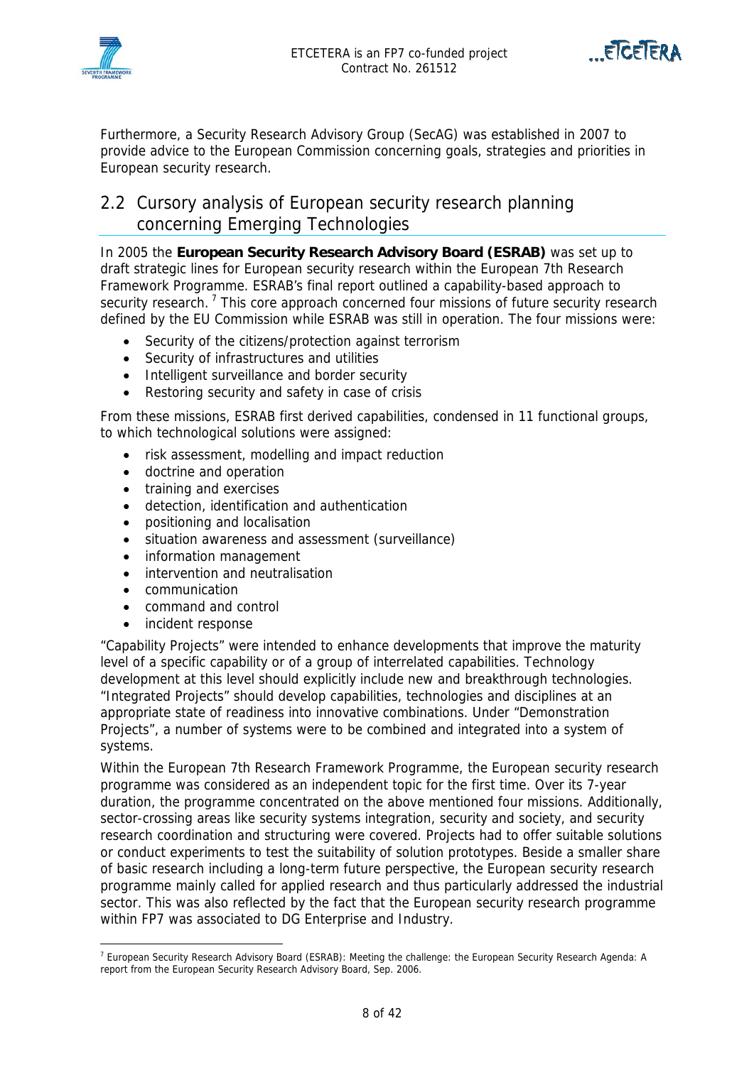Furthermore, a Security Research Advisory Group (SecAG) was established in 2007 to provide advice to the European Commission concerning goals, strategies and priorities in European security research.

## 2.2 Cursory analysis of European security research planning concerning Emerging Technologies

In 2005 the **European Security Research Advisory Board (ESRAB)** was set up to draft strategic lines for European security research within the European 7th Research Framework Programme. ESRAB's final report outlined a capability-based approach to security research. [7] This core approach concerned four missions of future security research defined by the EU Commission while ESRAB was still in operation. The four missions were:

- Security of the citizens/protection against terrorism
- Security of infrastructures and utilities
- Intelligent surveillance and border security
- Restoring security and safety in case of crisis

From these missions, ESRAB first derived capabilities, condensed in 11 functional groups, to which technological solutions were assigned:

- risk assessment, modelling and impact reduction
- doctrine and operation
- training and exercises
- detection, identification and authentication
- positioning and localisation
- situation awareness and assessment (surveillance)
- information management
- intervention and neutralisation
- communication
- command and control
- incident response

"Capability Projects" were intended to enhance developments that improve the maturity level of a specific capability or of a group of interrelated capabilities. Technology development at this level should explicitly include new and breakthrough technologies. "Integrated Projects" should develop capabilities, technologies and disciplines at an appropriate state of readiness into innovative combinations. Under "Demonstration Projects", a number of systems were to be combined and integrated into a system of systems.

Within the European 7th Research Framework Programme, the European security research programme was considered as an independent topic for the first time. Over its 7-year duration, the programme concentrated on the above mentioned four missions. Additionally, sector-crossing areas like security systems integration, security and society, and security research coordination and structuring were covered. Projects had to offer suitable solutions or conduct experiments to test the suitability of solution prototypes. Beside a smaller share of basic research including a long-term future perspective, the European security research programme mainly called for applied research and thus particularly addressed the industrial sector. This was also reflected by the fact that the European security research programme within FP7 was associated to DG Enterprise and Industry.

[7] European Security Research Advisory Board (ESRAB): Meeting the challenge: the European Security Research Agenda: A report from the European Security Research Advisory Board, Sep. 2006.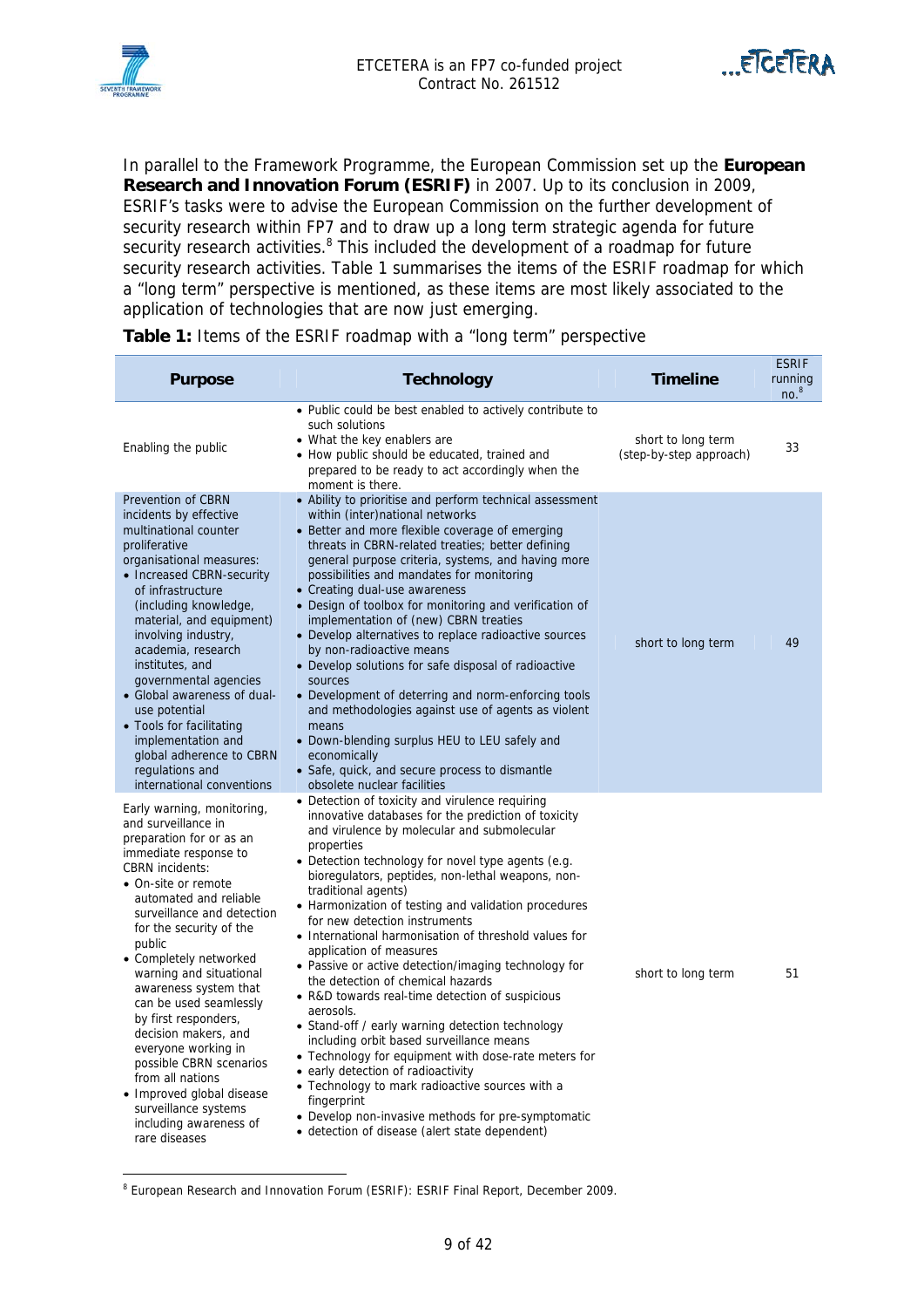In parallel to the Framework Programme, the European Commission set up the **European Research and Innovation Forum (ESRIF)** in 2007. Up to its conclusion in 2009, ESRIF's tasks were to advise the European Commission on the further development of security research within FP7 and to draw up a long term strategic agenda for future security research activities.[8] This included the development of a roadmap for future security research activities. Table 1 summarises the items of the ESRIF roadmap for which a "long term" perspective is mentioned, as these items are most likely associated to the application of technologies that are now just emerging.

**Table 1:** Items of the ESRIF roadmap with a "long term" perspective

| Purpose | Technology | Timeline | ESRIF running no.[8] |
|---|---|---|---|
| Enabling the public | • Public could be best enabled to actively contribute to such solutions<br>• What the key enablers are<br>• How public should be educated, trained and prepared to be ready to act accordingly when the moment is there. | short to long term (step-by-step approach) | 33 |
| Prevention of CBRN incidents by effective multinational counter proliferative organisational measures:<br>• Increased CBRN-security of infrastructure (including knowledge, material, and equipment) involving industry, academia, research institutes, and governmental agencies<br>• Global awareness of dual-use potential<br>• Tools for facilitating implementation and global adherence to CBRN regulations and international conventions | • Ability to prioritise and perform technical assessment within (inter)national networks<br>• Better and more flexible coverage of emerging threats in CBRN-related treaties; better defining general purpose criteria, systems, and having more possibilities and mandates for monitoring<br>• Creating dual-use awareness<br>• Design of toolbox for monitoring and verification of implementation of (new) CBRN treaties<br>• Develop alternatives to replace radioactive sources by non-radioactive means<br>• Develop solutions for safe disposal of radioactive sources<br>• Development of deterring and norm-enforcing tools and methodologies against use of agents as violent means<br>• Down-blending surplus HEU to LEU safely and economically<br>• Safe, quick, and secure process to dismantle obsolete nuclear facilities | short to long term | 49 |
| Early warning, monitoring, and surveillance in preparation for or as an immediate response to CBRN incidents:<br>• On-site or remote automated and reliable surveillance and detection for the security of the public<br>• Completely networked warning and situational awareness system that can be used seamlessly by first responders, decision makers, and everyone working in possible CBRN scenarios from all nations<br>• Improved global disease surveillance systems including awareness of rare diseases | • Detection of toxicity and virulence requiring innovative databases for the prediction of toxicity and virulence by molecular and submolecular properties<br>• Detection technology for novel type agents (e.g. bioregulators, peptides, non-lethal weapons, non-traditional agents)<br>• Harmonization of testing and validation procedures for new detection instruments<br>• International harmonisation of threshold values for application of measures<br>• Passive or active detection/imaging technology for the detection of chemical hazards<br>• R&D towards real-time detection of suspicious aerosols.<br>• Stand-off / early warning detection technology including orbit based surveillance means<br>• Technology for equipment with dose-rate meters for<br>• early detection of radioactivity<br>• Technology to mark radioactive sources with a fingerprint<br>• Develop non-invasive methods for pre-symptomatic<br>• detection of disease (alert state dependent) | short to long term | 51 |

[8] European Research and Innovation Forum (ESRIF): ESRIF Final Report, December 2009.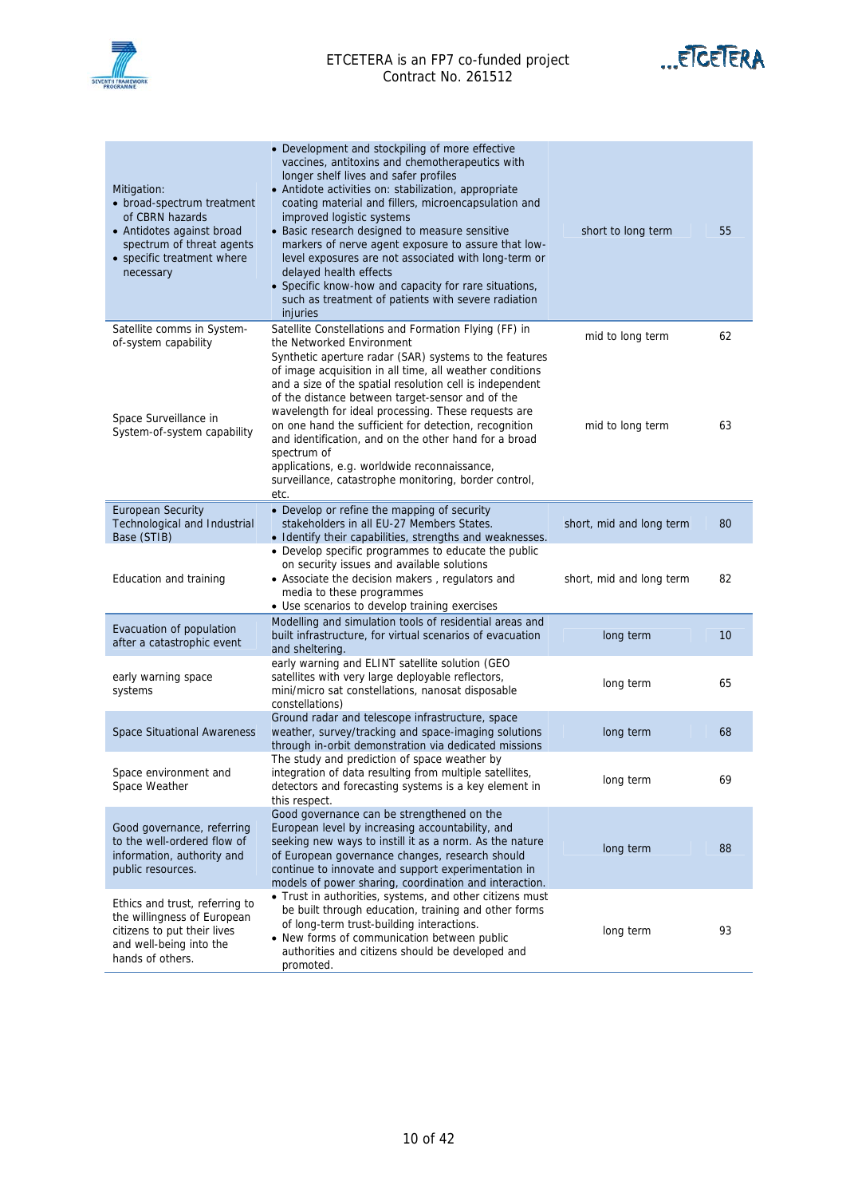| | | | |
|---|---|---|---|
| Mitigation:<br>• broad-spectrum treatment of CBRN hazards<br>• Antidotes against broad spectrum of threat agents<br>• specific treatment where necessary | • Development and stockpiling of more effective vaccines, antitoxins and chemotherapeutics with longer shelf lives and safer profiles<br>• Antidote activities on: stabilization, appropriate coating material and fillers, microencapsulation and improved logistic systems<br>• Basic research designed to measure sensitive markers of nerve agent exposure to assure that low-level exposures are not associated with long-term or delayed health effects<br>• Specific know-how and capacity for rare situations, such as treatment of patients with severe radiation injuries | short to long term | 55 |
| Satellite comms in System-of-system capability | Satellite Constellations and Formation Flying (FF) in the Networked Environment | mid to long term | 62 |
| Space Surveillance in System-of-system capability | Synthetic aperture radar (SAR) systems to the features of image acquisition in all time, all weather conditions and a size of the spatial resolution cell is independent of the distance between target-sensor and of the wavelength for ideal processing. These requests are on one hand the sufficient for detection, recognition and identification, and on the other hand for a broad spectrum of applications, e.g. worldwide reconnaissance, surveillance, catastrophe monitoring, border control, etc. | mid to long term | 63 |
| European Security Technological and Industrial Base (STIB) | • Develop or refine the mapping of security stakeholders in all EU-27 Members States.<br>• Identify their capabilities, strengths and weaknesses. | short, mid and long term | 80 |
| Education and training | • Develop specific programmes to educate the public on security issues and available solutions<br>• Associate the decision makers , regulators and media to these programmes<br>• Use scenarios to develop training exercises | short, mid and long term | 82 |
| Evacuation of population after a catastrophic event | Modelling and simulation tools of residential areas and built infrastructure, for virtual scenarios of evacuation and sheltering. | long term | 10 |
| early warning space systems | early warning and ELINT satellite solution (GEO satellites with very large deployable reflectors, mini/micro sat constellations, nanosat disposable constellations) | long term | 65 |
| Space Situational Awareness | Ground radar and telescope infrastructure, space weather, survey/tracking and space-imaging solutions through in-orbit demonstration via dedicated missions | long term | 68 |
| Space environment and Space Weather | The study and prediction of space weather by integration of data resulting from multiple satellites, detectors and forecasting systems is a key element in this respect. | long term | 69 |
| Good governance, referring to the well-ordered flow of information, authority and public resources. | Good governance can be strengthened on the European level by increasing accountability, and seeking new ways to instill it as a norm. As the nature of European governance changes, research should continue to innovate and support experimentation in models of power sharing, coordination and interaction. | long term | 88 |
| Ethics and trust, referring to the willingness of European citizens to put their lives and well-being into the hands of others. | • Trust in authorities, systems, and other citizens must be built through education, training and other forms of long-term trust-building interactions.<br>• New forms of communication between public authorities and citizens should be developed and promoted. | long term | 93 |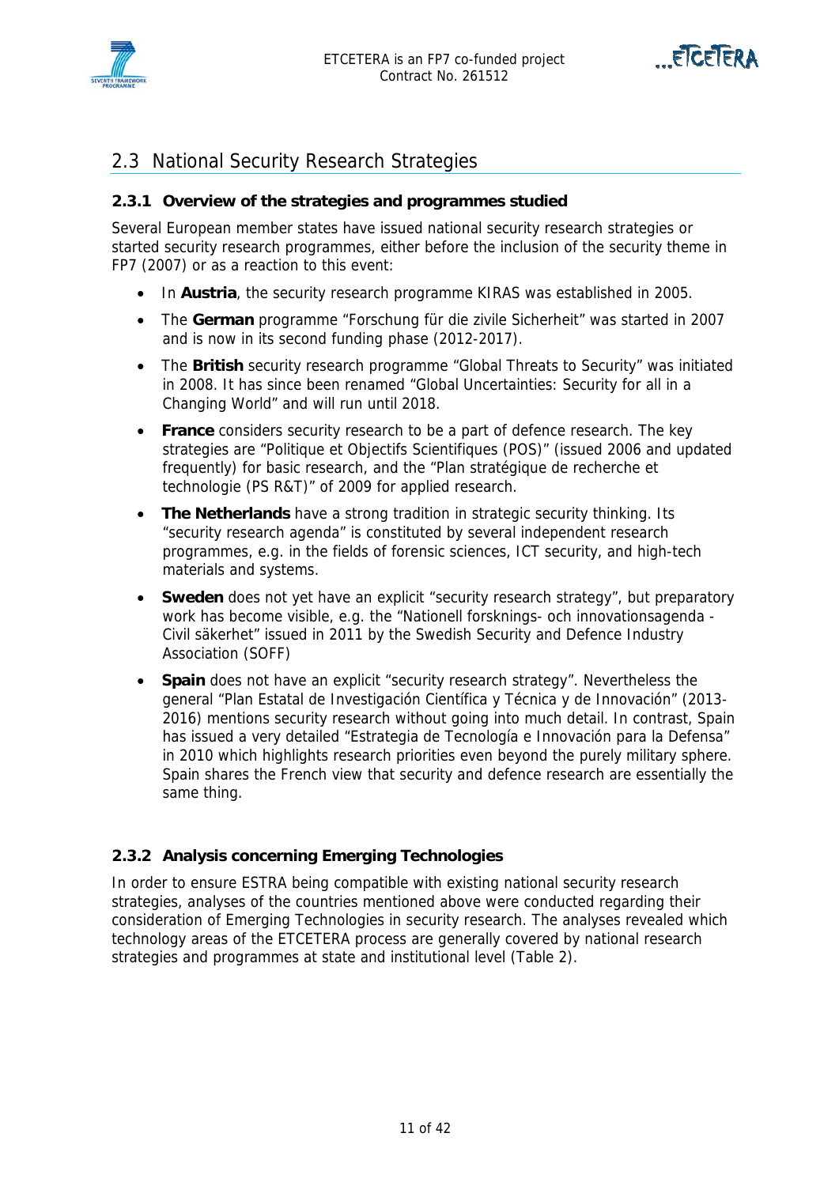## 2.3 National Security Research Strategies

### 2.3.1 Overview of the strategies and programmes studied

Several European member states have issued national security research strategies or started security research programmes, either before the inclusion of the security theme in FP7 (2007) or as a reaction to this event:

- In **Austria**, the security research programme KIRAS was established in 2005.
- The **German** programme "Forschung für die zivile Sicherheit" was started in 2007 and is now in its second funding phase (2012-2017).
- The **British** security research programme "Global Threats to Security" was initiated in 2008. It has since been renamed "Global Uncertainties: Security for all in a Changing World" and will run until 2018.
- **France** considers security research to be a part of defence research. The key strategies are "Politique et Objectifs Scientifiques (POS)" (issued 2006 and updated frequently) for basic research, and the "Plan stratégique de recherche et technologie (PS R&T)" of 2009 for applied research.
- **The Netherlands** have a strong tradition in strategic security thinking. Its "security research agenda" is constituted by several independent research programmes, e.g. in the fields of forensic sciences, ICT security, and high-tech materials and systems.
- **Sweden** does not yet have an explicit "security research strategy", but preparatory work has become visible, e.g. the "Nationell forsknings- och innovationsagenda - Civil säkerhet" issued in 2011 by the Swedish Security and Defence Industry Association (SOFF)
- **Spain** does not have an explicit "security research strategy". Nevertheless the general "Plan Estatal de Investigación Científica y Técnica y de Innovación" (2013-2016) mentions security research without going into much detail. In contrast, Spain has issued a very detailed "Estrategia de Tecnología e Innovación para la Defensa" in 2010 which highlights research priorities even beyond the purely military sphere. Spain shares the French view that security and defence research are essentially the same thing.

### 2.3.2 Analysis concerning Emerging Technologies

In order to ensure ESTRA being compatible with existing national security research strategies, analyses of the countries mentioned above were conducted regarding their consideration of Emerging Technologies in security research. The analyses revealed which technology areas of the ETCETERA process are generally covered by national research strategies and programmes at state and institutional level (Table 2).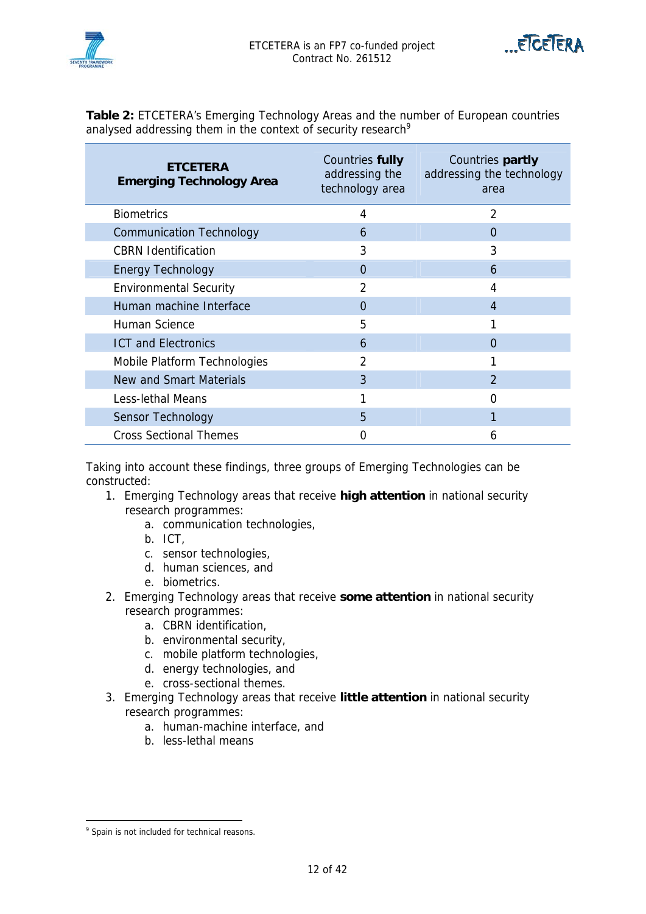**Table 2:** ETCETERA's Emerging Technology Areas and the number of European countries analysed addressing them in the context of security research[9]

| ETCETERA Emerging Technology Area | Countries **fully** addressing the technology area | Countries **partly** addressing the technology area |
|---|---|---|
| Biometrics | 4 | 2 |
| Communication Technology | 6 | 0 |
| CBRN Identification | 3 | 3 |
| Energy Technology | 0 | 6 |
| Environmental Security | 2 | 4 |
| Human machine Interface | 0 | 4 |
| Human Science | 5 | 1 |
| ICT and Electronics | 6 | 0 |
| Mobile Platform Technologies | 2 | 1 |
| New and Smart Materials | 3 | 2 |
| Less-lethal Means | 1 | 0 |
| Sensor Technology | 5 | 1 |
| Cross Sectional Themes | 0 | 6 |

Taking into account these findings, three groups of Emerging Technologies can be constructed:

1. Emerging Technology areas that receive **high attention** in national security research programmes:
   a. communication technologies,
   b. ICT,
   c. sensor technologies,
   d. human sciences, and
   e. biometrics.
2. Emerging Technology areas that receive **some attention** in national security research programmes:
   a. CBRN identification,
   b. environmental security,
   c. mobile platform technologies,
   d. energy technologies, and
   e. cross-sectional themes.
3. Emerging Technology areas that receive **little attention** in national security research programmes:
   a. human-machine interface, and
   b. less-lethal means

[9] Spain is not included for technical reasons.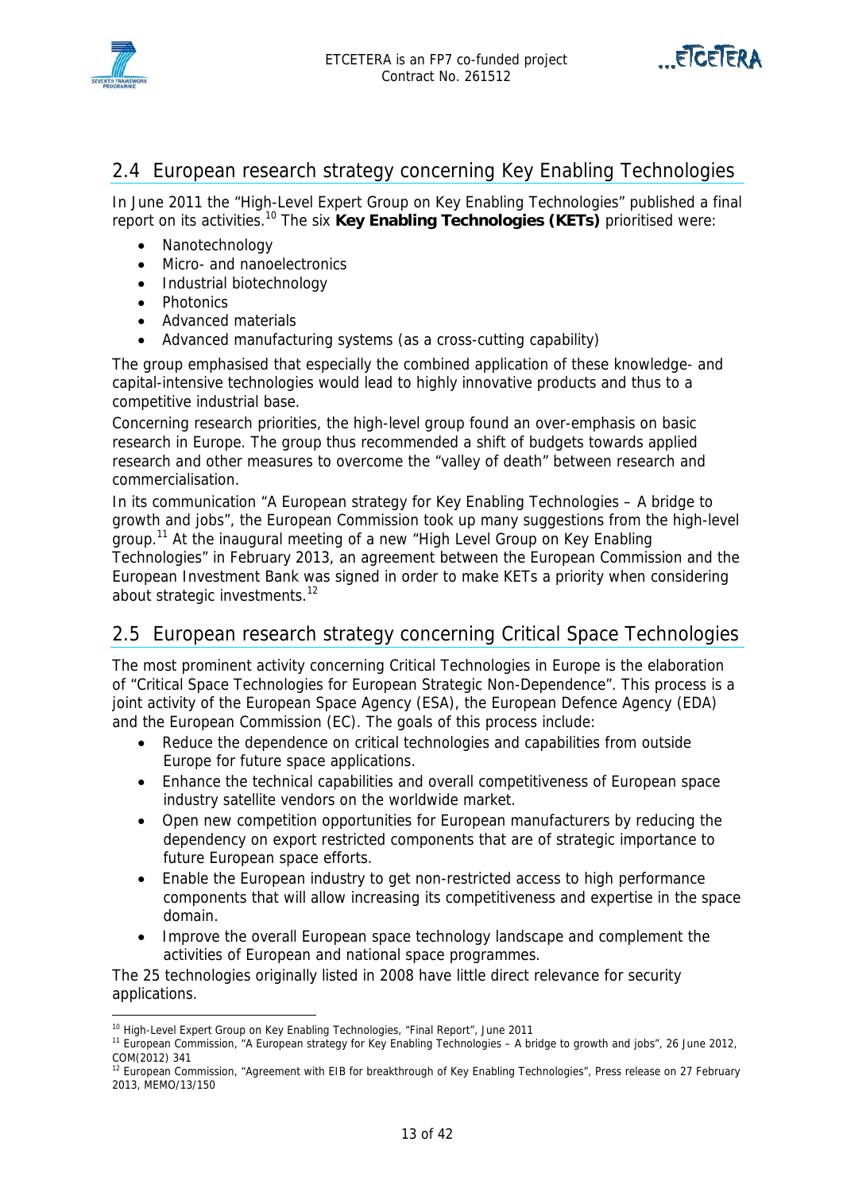## 2.4 European research strategy concerning Key Enabling Technologies

In June 2011 the "High-Level Expert Group on Key Enabling Technologies" published a final report on its activities.[10] The six **Key Enabling Technologies (KETs)** prioritised were:

- Nanotechnology
- Micro- and nanoelectronics
- Industrial biotechnology
- Photonics
- Advanced materials
- Advanced manufacturing systems (as a cross-cutting capability)

The group emphasised that especially the combined application of these knowledge- and capital-intensive technologies would lead to highly innovative products and thus to a competitive industrial base.

Concerning research priorities, the high-level group found an over-emphasis on basic research in Europe. The group thus recommended a shift of budgets towards applied research and other measures to overcome the "valley of death" between research and commercialisation.

In its communication "A European strategy for Key Enabling Technologies – A bridge to growth and jobs", the European Commission took up many suggestions from the high-level group.[11] At the inaugural meeting of a new "High Level Group on Key Enabling Technologies" in February 2013, an agreement between the European Commission and the European Investment Bank was signed in order to make KETs a priority when considering about strategic investments.[12]

## 2.5 European research strategy concerning Critical Space Technologies

The most prominent activity concerning Critical Technologies in Europe is the elaboration of "Critical Space Technologies for European Strategic Non-Dependence". This process is a joint activity of the European Space Agency (ESA), the European Defence Agency (EDA) and the European Commission (EC). The goals of this process include:

- Reduce the dependence on critical technologies and capabilities from outside Europe for future space applications.
- Enhance the technical capabilities and overall competitiveness of European space industry satellite vendors on the worldwide market.
- Open new competition opportunities for European manufacturers by reducing the dependency on export restricted components that are of strategic importance to future European space efforts.
- Enable the European industry to get non-restricted access to high performance components that will allow increasing its competitiveness and expertise in the space domain.
- Improve the overall European space technology landscape and complement the activities of European and national space programmes.

The 25 technologies originally listed in 2008 have little direct relevance for security applications.

---

[10] High-Level Expert Group on Key Enabling Technologies, "Final Report", June 2011

[11] European Commission, "A European strategy for Key Enabling Technologies – A bridge to growth and jobs", 26 June 2012, COM(2012) 341

[12] European Commission, "Agreement with EIB for breakthrough of Key Enabling Technologies", Press release on 27 February 2013, MEMO/13/150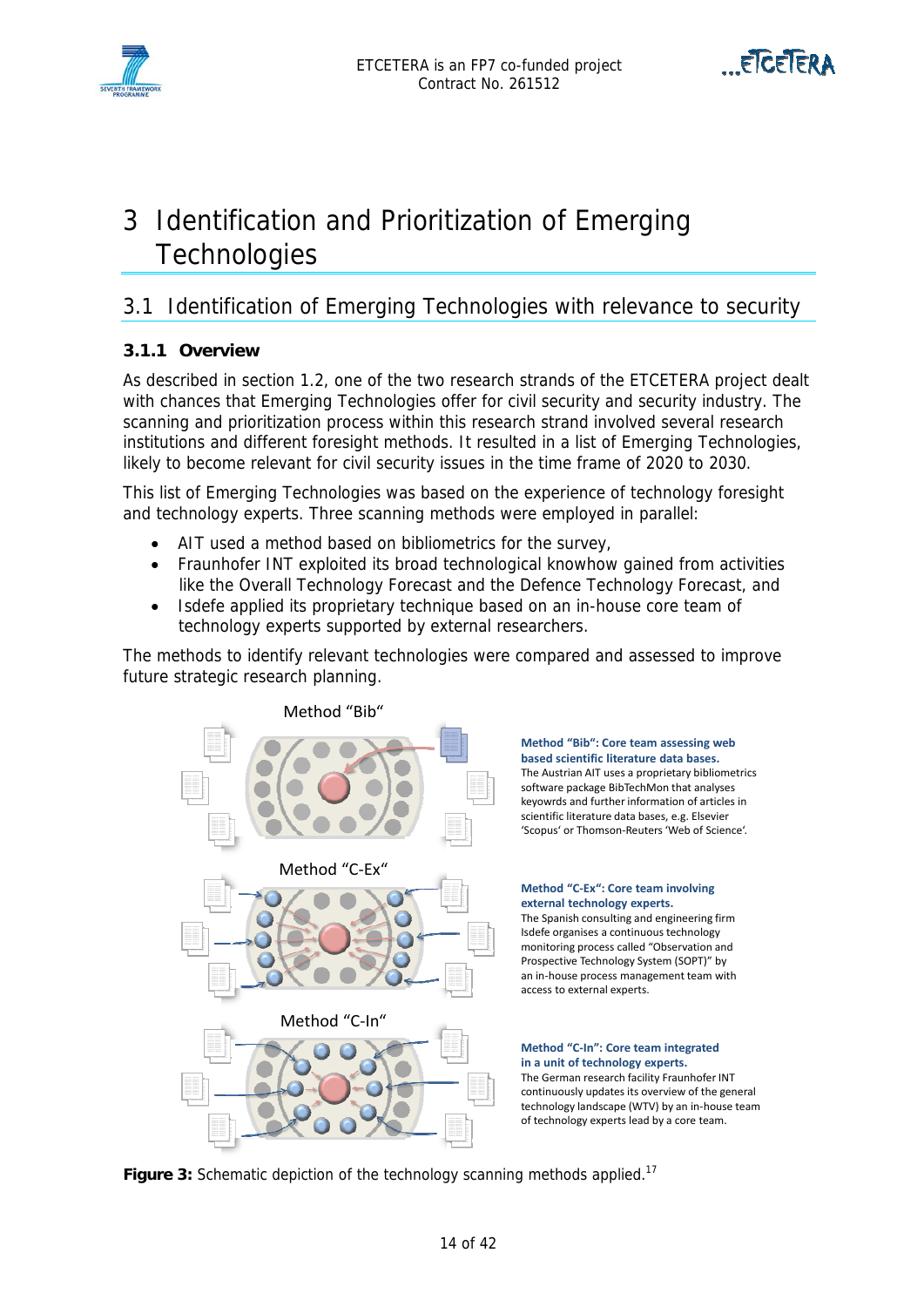# 3 Identification and Prioritization of Emerging Technologies

## 3.1 Identification of Emerging Technologies with relevance to security

### 3.1.1 Overview

As described in section 1.2, one of the two research strands of the ETCETERA project dealt with chances that Emerging Technologies offer for civil security and security industry. The scanning and prioritization process within this research strand involved several research institutions and different foresight methods. It resulted in a list of Emerging Technologies, likely to become relevant for civil security issues in the time frame of 2020 to 2030.

This list of Emerging Technologies was based on the experience of technology foresight and technology experts. Three scanning methods were employed in parallel:

- AIT used a method based on bibliometrics for the survey,
- Fraunhofer INT exploited its broad technological knowhow gained from activities like the Overall Technology Forecast and the Defence Technology Forecast, and
- Isdefe applied its proprietary technique based on an in-house core team of technology experts supported by external researchers.

The methods to identify relevant technologies were compared and assessed to improve future strategic research planning.

Method "Bib"

**Method "Bib": Core team assessing web based scientific literature data bases.**
The Austrian AIT uses a proprietary bibliometrics software package BibTechMon that analyses keyowrds and further information of articles in scientific literature data bases, e.g. Elsevier 'Scopus' or Thomson-Reuters 'Web of Science'.

Method "C-Ex"

**Method "C-Ex": Core team involving external technology experts.**
The Spanish consulting and engineering firm Isdefe organises a continuous technology monitoring process called "Observation and Prospective Technology System (SOPT)" by an in-house process management team with access to external experts.

Method "C-In"

**Method "C-In": Core team integrated in a unit of technology experts.**
The German research facility Fraunhofer INT continuously updates its overview of the general technology landscape (WTV) by an in-house team of technology experts lead by a core team.

**Figure 3:** Schematic depiction of the technology scanning methods applied.[17]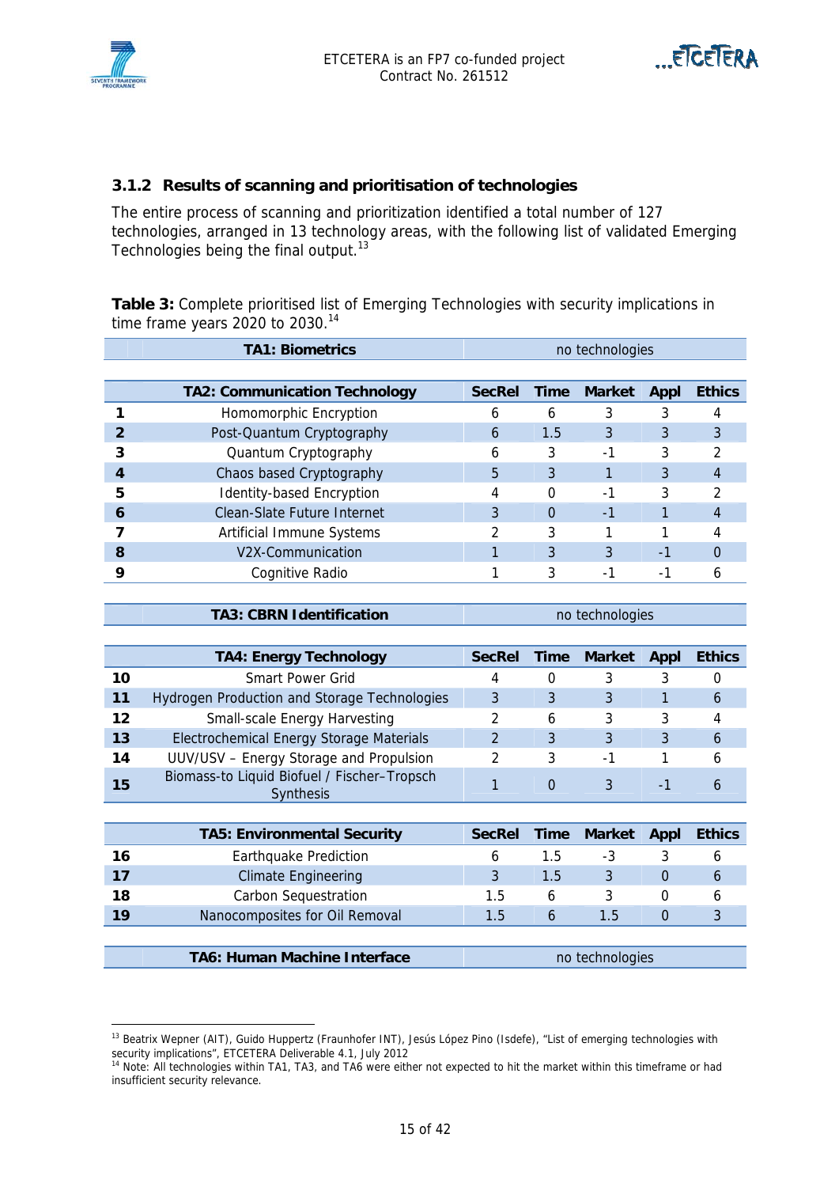### 3.1.2 Results of scanning and prioritisation of technologies

The entire process of scanning and prioritization identified a total number of 127 technologies, arranged in 13 technology areas, with the following list of validated Emerging Technologies being the final output.[13]

**Table 3:** Complete prioritised list of Emerging Technologies with security implications in time frame years 2020 to 2030.[14]

| | **TA1: Biometrics** | no technologies | | | | |
|---|---|---|---|---|---|---|
| | **TA2: Communication Technology** | **SecRel** | **Time** | **Market** | **Appl** | **Ethics** |
| **1** | Homomorphic Encryption | 6 | 6 | 3 | 3 | 4 |
| **2** | Post-Quantum Cryptography | 6 | 1.5 | 3 | 3 | 3 |
| **3** | Quantum Cryptography | 6 | 3 | -1 | 3 | 2 |
| **4** | Chaos based Cryptography | 5 | 3 | 1 | 3 | 4 |
| **5** | Identity-based Encryption | 4 | 0 | -1 | 3 | 2 |
| **6** | Clean-Slate Future Internet | 3 | 0 | -1 | 1 | 4 |
| **7** | Artificial Immune Systems | 2 | 3 | 1 | 1 | 4 |
| **8** | V2X-Communication | 1 | 3 | 3 | -1 | 0 |
| **9** | Cognitive Radio | 1 | 3 | -1 | -1 | 6 |
| | **TA3: CBRN Identification** | no technologies | | | | |
| | **TA4: Energy Technology** | **SecRel** | **Time** | **Market** | **Appl** | **Ethics** |
| **10** | Smart Power Grid | 4 | 0 | 3 | 3 | 0 |
| **11** | Hydrogen Production and Storage Technologies | 3 | 3 | 3 | 1 | 6 |
| **12** | Small-scale Energy Harvesting | 2 | 6 | 3 | 3 | 4 |
| **13** | Electrochemical Energy Storage Materials | 2 | 3 | 3 | 3 | 6 |
| **14** | UUV/USV – Energy Storage and Propulsion | 2 | 3 | -1 | 1 | 6 |
| **15** | Biomass-to Liquid Biofuel / Fischer–Tropsch Synthesis | 1 | 0 | 3 | -1 | 6 |
| | **TA5: Environmental Security** | **SecRel** | **Time** | **Market** | **Appl** | **Ethics** |
| **16** | Earthquake Prediction | 6 | 1.5 | -3 | 3 | 6 |
| **17** | Climate Engineering | 3 | 1.5 | 3 | 0 | 6 |
| **18** | Carbon Sequestration | 1.5 | 6 | 3 | 0 | 6 |
| **19** | Nanocomposites for Oil Removal | 1.5 | 6 | 1.5 | 0 | 3 |
| | **TA6: Human Machine Interface** | no technologies | | | | |

[13] Beatrix Wepner (AIT), Guido Huppertz (Fraunhofer INT), Jesús López Pino (Isdefe), "List of emerging technologies with security implications", ETCETERA Deliverable 4.1, July 2012

[14] Note: All technologies within TA1, TA3, and TA6 were either not expected to hit the market within this timeframe or had insufficient security relevance.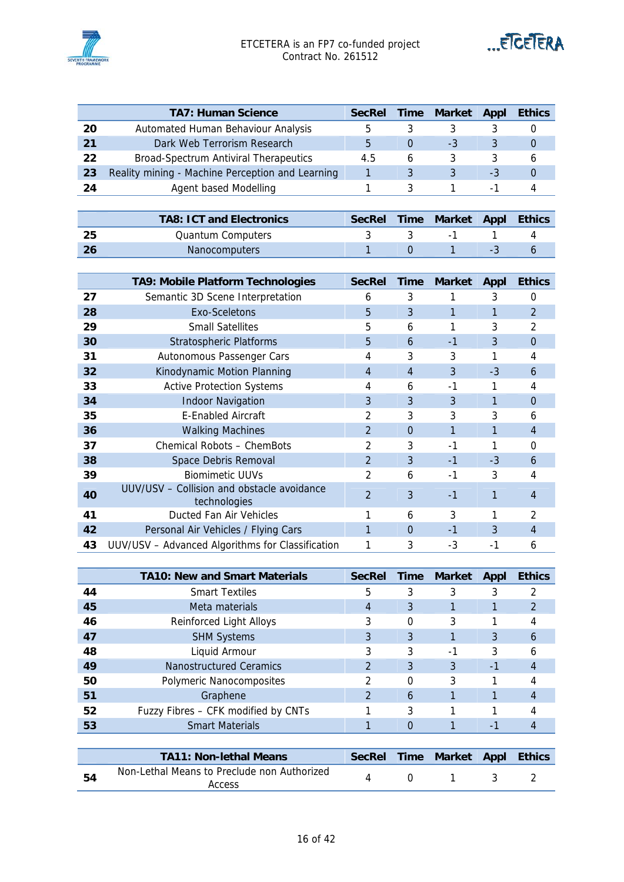| | TA7: Human Science | SecRel | Time | Market | Appl | Ethics |
|---|---|---|---|---|---|---|
| **20** | Automated Human Behaviour Analysis | 5 | 3 | 3 | 3 | 0 |
| **21** | Dark Web Terrorism Research | 5 | 0 | -3 | 3 | 0 |
| **22** | Broad-Spectrum Antiviral Therapeutics | 4.5 | 6 | 3 | 3 | 6 |
| **23** | Reality mining - Machine Perception and Learning | 1 | 3 | 3 | -3 | 0 |
| **24** | Agent based Modelling | 1 | 3 | 1 | -1 | 4 |

| | TA8: ICT and Electronics | SecRel | Time | Market | Appl | Ethics |
|---|---|---|---|---|---|---|
| **25** | Quantum Computers | 3 | 3 | -1 | 1 | 4 |
| **26** | Nanocomputers | 1 | 0 | 1 | -3 | 6 |

| | TA9: Mobile Platform Technologies | SecRel | Time | Market | Appl | Ethics |
|---|---|---|---|---|---|---|
| **27** | Semantic 3D Scene Interpretation | 6 | 3 | 1 | 3 | 0 |
| **28** | Exo-Sceletons | 5 | 3 | 1 | 1 | 2 |
| **29** | Small Satellites | 5 | 6 | 1 | 3 | 2 |
| **30** | Stratospheric Platforms | 5 | 6 | -1 | 3 | 0 |
| **31** | Autonomous Passenger Cars | 4 | 3 | 3 | 1 | 4 |
| **32** | Kinodynamic Motion Planning | 4 | 4 | 3 | -3 | 6 |
| **33** | Active Protection Systems | 4 | 6 | -1 | 1 | 4 |
| **34** | Indoor Navigation | 3 | 3 | 3 | 1 | 0 |
| **35** | E-Enabled Aircraft | 2 | 3 | 3 | 3 | 6 |
| **36** | Walking Machines | 2 | 0 | 1 | 1 | 4 |
| **37** | Chemical Robots – ChemBots | 2 | 3 | -1 | 1 | 0 |
| **38** | Space Debris Removal | 2 | 3 | -1 | -3 | 6 |
| **39** | Biomimetic UUVs | 2 | 6 | -1 | 3 | 4 |
| **40** | UUV/USV – Collision and obstacle avoidance technologies | 2 | 3 | -1 | 1 | 4 |
| **41** | Ducted Fan Air Vehicles | 1 | 6 | 3 | 1 | 2 |
| **42** | Personal Air Vehicles / Flying Cars | 1 | 0 | -1 | 3 | 4 |
| **43** | UUV/USV – Advanced Algorithms for Classification | 1 | 3 | -3 | -1 | 6 |

| | TA10: New and Smart Materials | SecRel | Time | Market | Appl | Ethics |
|---|---|---|---|---|---|---|
| **44** | Smart Textiles | 5 | 3 | 3 | 3 | 2 |
| **45** | Meta materials | 4 | 3 | 1 | 1 | 2 |
| **46** | Reinforced Light Alloys | 3 | 0 | 3 | 1 | 4 |
| **47** | SHM Systems | 3 | 3 | 1 | 3 | 6 |
| **48** | Liquid Armour | 3 | 3 | -1 | 3 | 6 |
| **49** | Nanostructured Ceramics | 2 | 3 | 3 | -1 | 4 |
| **50** | Polymeric Nanocomposites | 2 | 0 | 3 | 1 | 4 |
| **51** | Graphene | 2 | 6 | 1 | 1 | 4 |
| **52** | Fuzzy Fibres – CFK modified by CNTs | 1 | 3 | 1 | 1 | 4 |
| **53** | Smart Materials | 1 | 0 | 1 | -1 | 4 |

| | TA11: Non-lethal Means | SecRel | Time | Market | Appl | Ethics |
|---|---|---|---|---|---|---|
| **54** | Non-Lethal Means to Preclude non Authorized Access | 4 | 0 | 1 | 3 | 2 |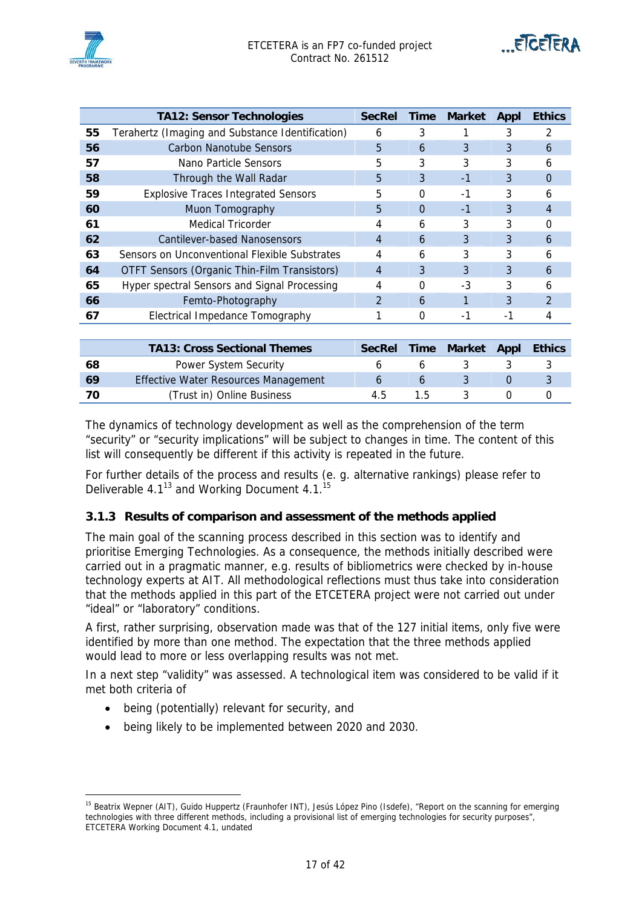| | TA12: Sensor Technologies | SecRel | Time | Market | Appl | Ethics |
|---|---|---|---|---|---|---|
| **55** | Terahertz (Imaging and Substance Identification) | 6 | 3 | 1 | 3 | 2 |
| **56** | Carbon Nanotube Sensors | 5 | 6 | 3 | 3 | 6 |
| **57** | Nano Particle Sensors | 5 | 3 | 3 | 3 | 6 |
| **58** | Through the Wall Radar | 5 | 3 | -1 | 3 | 0 |
| **59** | Explosive Traces Integrated Sensors | 5 | 0 | -1 | 3 | 6 |
| **60** | Muon Tomography | 5 | 0 | -1 | 3 | 4 |
| **61** | Medical Tricorder | 4 | 6 | 3 | 3 | 0 |
| **62** | Cantilever-based Nanosensors | 4 | 6 | 3 | 3 | 6 |
| **63** | Sensors on Unconventional Flexible Substrates | 4 | 6 | 3 | 3 | 6 |
| **64** | OTFT Sensors (Organic Thin-Film Transistors) | 4 | 3 | 3 | 3 | 6 |
| **65** | Hyper spectral Sensors and Signal Processing | 4 | 0 | -3 | 3 | 6 |
| **66** | Femto-Photography | 2 | 6 | 1 | 3 | 2 |
| **67** | Electrical Impedance Tomography | 1 | 0 | -1 | -1 | 4 |

| | TA13: Cross Sectional Themes | SecRel | Time | Market | Appl | Ethics |
|---|---|---|---|---|---|---|
| **68** | Power System Security | 6 | 6 | 3 | 3 | 3 |
| **69** | Effective Water Resources Management | 6 | 6 | 3 | 0 | 3 |
| **70** | (Trust in) Online Business | 4.5 | 1.5 | 3 | 0 | 0 |

The dynamics of technology development as well as the comprehension of the term "security" or "security implications" will be subject to changes in time. The content of this list will consequently be different if this activity is repeated in the future.

For further details of the process and results (e. g. alternative rankings) please refer to Deliverable 4.1[13] and Working Document 4.1.[15]

### 3.1.3 Results of comparison and assessment of the methods applied

The main goal of the scanning process described in this section was to identify and prioritise Emerging Technologies. As a consequence, the methods initially described were carried out in a pragmatic manner, e.g. results of bibliometrics were checked by in-house technology experts at AIT. All methodological reflections must thus take into consideration that the methods applied in this part of the ETCETERA project were not carried out under "ideal" or "laboratory" conditions.

A first, rather surprising, observation made was that of the 127 initial items, only five were identified by more than one method. The expectation that the three methods applied would lead to more or less overlapping results was not met.

In a next step "validity" was assessed. A technological item was considered to be valid if it met both criteria of

- being (potentially) relevant for security, and
- being likely to be implemented between 2020 and 2030.

[15] Beatrix Wepner (AIT), Guido Huppertz (Fraunhofer INT), Jesús López Pino (Isdefe), "Report on the scanning for emerging technologies with three different methods, including a provisional list of emerging technologies for security purposes", ETCETERA Working Document 4.1, undated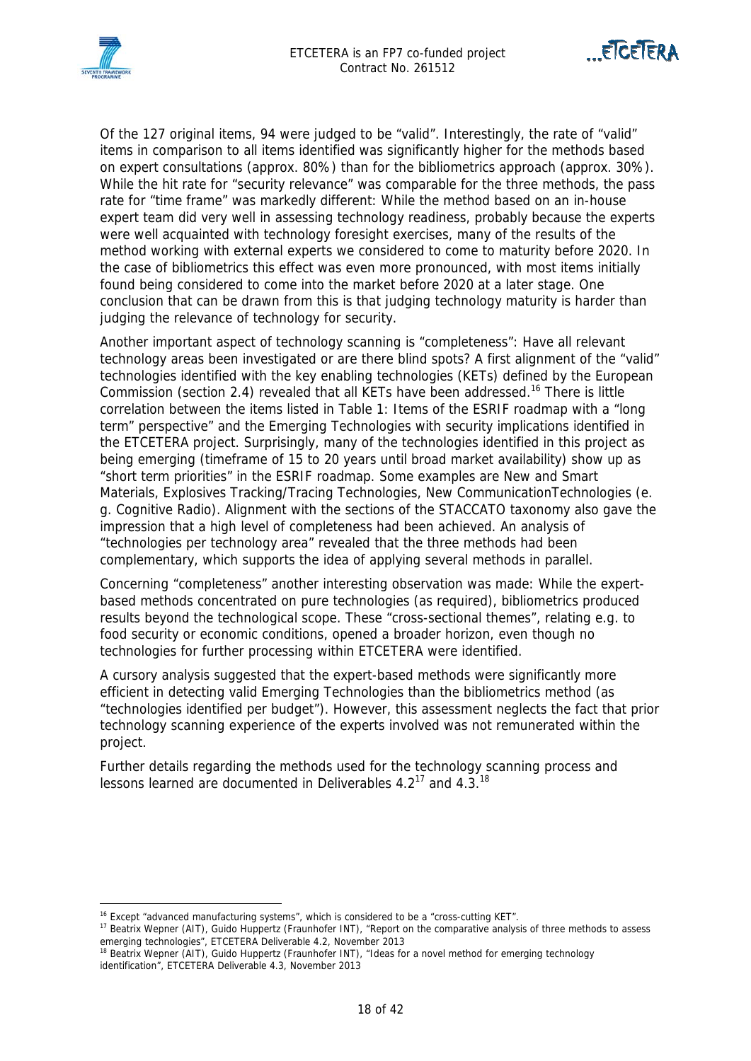Of the 127 original items, 94 were judged to be "valid". Interestingly, the rate of "valid" items in comparison to all items identified was significantly higher for the methods based on expert consultations (approx. 80%) than for the bibliometrics approach (approx. 30%). While the hit rate for "security relevance" was comparable for the three methods, the pass rate for "time frame" was markedly different: While the method based on an in-house expert team did very well in assessing technology readiness, probably because the experts were well acquainted with technology foresight exercises, many of the results of the method working with external experts we considered to come to maturity before 2020. In the case of bibliometrics this effect was even more pronounced, with most items initially found being considered to come into the market before 2020 at a later stage. One conclusion that can be drawn from this is that judging technology maturity is harder than judging the relevance of technology for security.

Another important aspect of technology scanning is "completeness": Have all relevant technology areas been investigated or are there blind spots? A first alignment of the "valid" technologies identified with the key enabling technologies (KETs) defined by the European Commission (section 2.4) revealed that all KETs have been addressed.[16] There is little correlation between the items listed in Table 1: Items of the ESRIF roadmap with a "long term" perspective" and the Emerging Technologies with security implications identified in the ETCETERA project. Surprisingly, many of the technologies identified in this project as being emerging (timeframe of 15 to 20 years until broad market availability) show up as "short term priorities" in the ESRIF roadmap. Some examples are New and Smart Materials, Explosives Tracking/Tracing Technologies, New CommunicationTechnologies (e. g. Cognitive Radio). Alignment with the sections of the STACCATO taxonomy also gave the impression that a high level of completeness had been achieved. An analysis of "technologies per technology area" revealed that the three methods had been complementary, which supports the idea of applying several methods in parallel.

Concerning "completeness" another interesting observation was made: While the expert-based methods concentrated on pure technologies (as required), bibliometrics produced results beyond the technological scope. These "cross-sectional themes", relating e.g. to food security or economic conditions, opened a broader horizon, even though no technologies for further processing within ETCETERA were identified.

A cursory analysis suggested that the expert-based methods were significantly more efficient in detecting valid Emerging Technologies than the bibliometrics method (as "technologies identified per budget"). However, this assessment neglects the fact that prior technology scanning experience of the experts involved was not remunerated within the project.

Further details regarding the methods used for the technology scanning process and lessons learned are documented in Deliverables 4.2[17] and 4.3.[18]

---

[16] Except "advanced manufacturing systems", which is considered to be a "cross-cutting KET".

[17] Beatrix Wepner (AIT), Guido Huppertz (Fraunhofer INT), "Report on the comparative analysis of three methods to assess emerging technologies", ETCETERA Deliverable 4.2, November 2013

[18] Beatrix Wepner (AIT), Guido Huppertz (Fraunhofer INT), "Ideas for a novel method for emerging technology identification", ETCETERA Deliverable 4.3, November 2013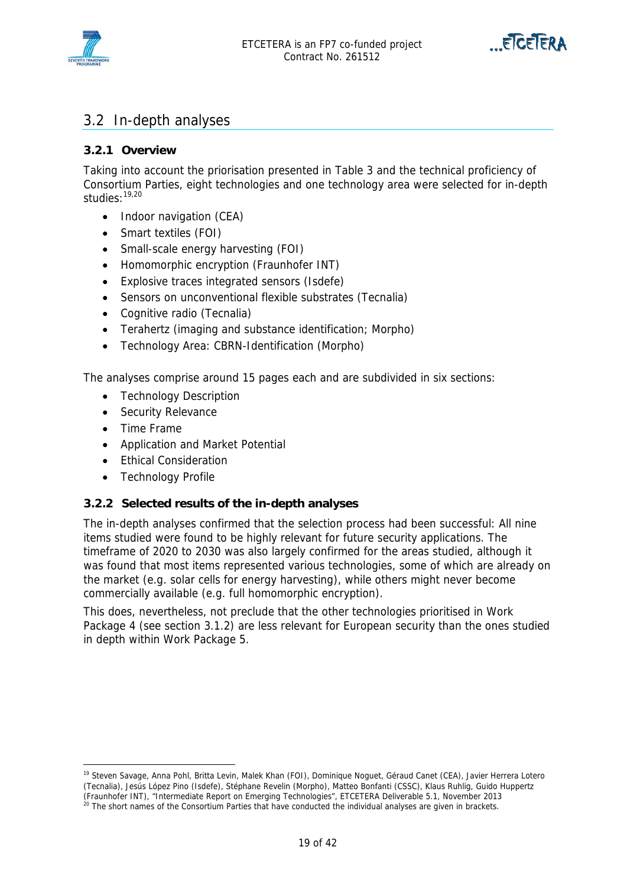## 3.2 In-depth analyses

### 3.2.1 Overview

Taking into account the priorisation presented in Table 3 and the technical proficiency of Consortium Parties, eight technologies and one technology area were selected for in-depth studies:[19,20]

- Indoor navigation (CEA)
- Smart textiles (FOI)
- Small-scale energy harvesting (FOI)
- Homomorphic encryption (Fraunhofer INT)
- Explosive traces integrated sensors (Isdefe)
- Sensors on unconventional flexible substrates (Tecnalia)
- Cognitive radio (Tecnalia)
- Terahertz (imaging and substance identification; Morpho)
- Technology Area: CBRN-Identification (Morpho)

The analyses comprise around 15 pages each and are subdivided in six sections:

- Technology Description
- Security Relevance
- Time Frame
- Application and Market Potential
- Ethical Consideration
- Technology Profile

### 3.2.2 Selected results of the in-depth analyses

The in-depth analyses confirmed that the selection process had been successful: All nine items studied were found to be highly relevant for future security applications. The timeframe of 2020 to 2030 was also largely confirmed for the areas studied, although it was found that most items represented various technologies, some of which are already on the market (e.g. solar cells for energy harvesting), while others might never become commercially available (e.g. full homomorphic encryption).

This does, nevertheless, not preclude that the other technologies prioritised in Work Package 4 (see section 3.1.2) are less relevant for European security than the ones studied in depth within Work Package 5.

---

[19] Steven Savage, Anna Pohl, Britta Levin, Malek Khan (FOI), Dominique Noguet, Géraud Canet (CEA), Javier Herrera Lotero (Tecnalia), Jesús López Pino (Isdefe), Stéphane Revelin (Morpho), Matteo Bonfanti (CSSC), Klaus Ruhlig, Guido Huppertz (Fraunhofer INT), "Intermediate Report on Emerging Technologies", ETCETERA Deliverable 5.1, November 2013

[20] The short names of the Consortium Parties that have conducted the individual analyses are given in brackets.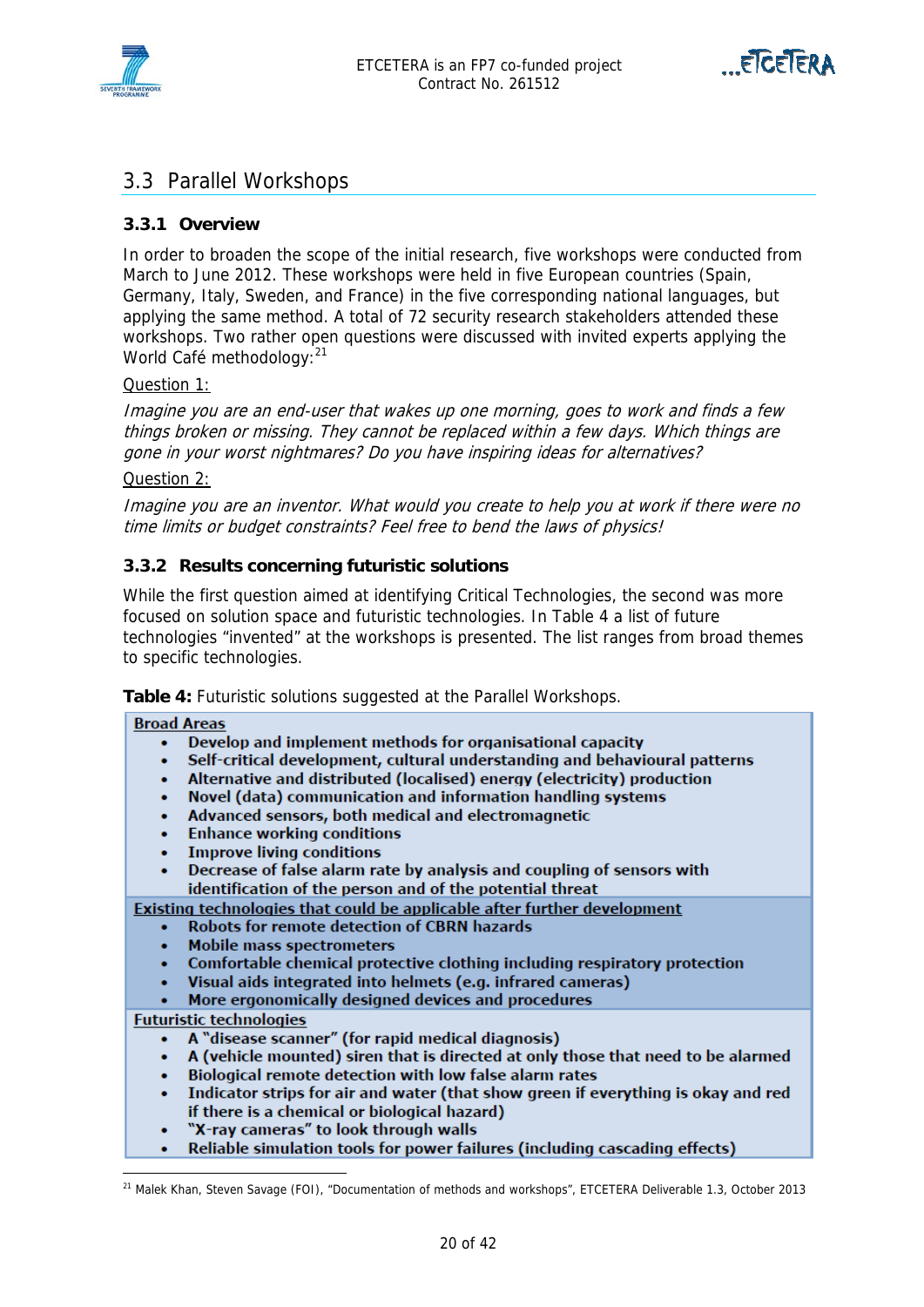## 3.3 Parallel Workshops

### 3.3.1 Overview

In order to broaden the scope of the initial research, five workshops were conducted from March to June 2012. These workshops were held in five European countries (Spain, Germany, Italy, Sweden, and France) in the five corresponding national languages, but applying the same method. A total of 72 security research stakeholders attended these workshops. Two rather open questions were discussed with invited experts applying the World Café methodology:[21]

Question 1:

*Imagine you are an end-user that wakes up one morning, goes to work and finds a few things broken or missing. They cannot be replaced within a few days. Which things are gone in your worst nightmares? Do you have inspiring ideas for alternatives?*

Question 2:

*Imagine you are an inventor. What would you create to help you at work if there were no time limits or budget constraints? Feel free to bend the laws of physics!*

### 3.3.2 Results concerning futuristic solutions

While the first question aimed at identifying Critical Technologies, the second was more focused on solution space and futuristic technologies. In Table 4 a list of future technologies "invented" at the workshops is presented. The list ranges from broad themes to specific technologies.

**Table 4:** Futuristic solutions suggested at the Parallel Workshops.

**Broad Areas**

- **Develop and implement methods for organisational capacity**
- **Self-critical development, cultural understanding and behavioural patterns**
- **Alternative and distributed (localised) energy (electricity) production**
- **Novel (data) communication and information handling systems**
- **Advanced sensors, both medical and electromagnetic**
- **Enhance working conditions**
- **Improve living conditions**
- **Decrease of false alarm rate by analysis and coupling of sensors with identification of the person and of the potential threat**

**Existing technologies that could be applicable after further development**

- **Robots for remote detection of CBRN hazards**
- **Mobile mass spectrometers**
- **Comfortable chemical protective clothing including respiratory protection**
- **Visual aids integrated into helmets (e.g. infrared cameras)**
- **More ergonomically designed devices and procedures**

**Futuristic technologies**

- **A "disease scanner" (for rapid medical diagnosis)**
- **A (vehicle mounted) siren that is directed at only those that need to be alarmed**
- **Biological remote detection with low false alarm rates**
- **Indicator strips for air and water (that show green if everything is okay and red if there is a chemical or biological hazard)**
- **"X-ray cameras" to look through walls**
- **Reliable simulation tools for power failures (including cascading effects)**

---

[21] Malek Khan, Steven Savage (FOI), "Documentation of methods and workshops", ETCETERA Deliverable 1.3, October 2013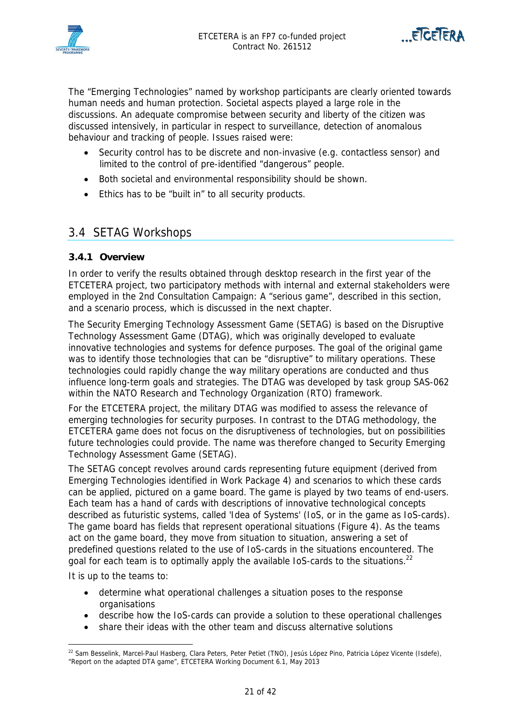The "Emerging Technologies" named by workshop participants are clearly oriented towards human needs and human protection. Societal aspects played a large role in the discussions. An adequate compromise between security and liberty of the citizen was discussed intensively, in particular in respect to surveillance, detection of anomalous behaviour and tracking of people. Issues raised were:

- Security control has to be discrete and non-invasive (e.g. contactless sensor) and limited to the control of pre-identified "dangerous" people.
- Both societal and environmental responsibility should be shown.
- Ethics has to be "built in" to all security products.

## 3.4 SETAG Workshops

### 3.4.1 Overview

In order to verify the results obtained through desktop research in the first year of the ETCETERA project, two participatory methods with internal and external stakeholders were employed in the 2nd Consultation Campaign: A "serious game", described in this section, and a scenario process, which is discussed in the next chapter.

The Security Emerging Technology Assessment Game (SETAG) is based on the Disruptive Technology Assessment Game (DTAG), which was originally developed to evaluate innovative technologies and systems for defence purposes. The goal of the original game was to identify those technologies that can be "disruptive" to military operations. These technologies could rapidly change the way military operations are conducted and thus influence long-term goals and strategies. The DTAG was developed by task group SAS-062 within the NATO Research and Technology Organization (RTO) framework.

For the ETCETERA project, the military DTAG was modified to assess the relevance of emerging technologies for security purposes. In contrast to the DTAG methodology, the ETCETERA game does not focus on the disruptiveness of technologies, but on possibilities future technologies could provide. The name was therefore changed to Security Emerging Technology Assessment Game (SETAG).

The SETAG concept revolves around cards representing future equipment (derived from Emerging Technologies identified in Work Package 4) and scenarios to which these cards can be applied, pictured on a game board. The game is played by two teams of end-users. Each team has a hand of cards with descriptions of innovative technological concepts described as futuristic systems, called 'Idea of Systems' (IoS, or in the game as IoS-cards). The game board has fields that represent operational situations (Figure 4). As the teams act on the game board, they move from situation to situation, answering a set of predefined questions related to the use of IoS-cards in the situations encountered. The goal for each team is to optimally apply the available IoS-cards to the situations.[22]

It is up to the teams to:

- determine what operational challenges a situation poses to the response organisations
- describe how the IoS-cards can provide a solution to these operational challenges
- share their ideas with the other team and discuss alternative solutions

[22] Sam Besselink, Marcel-Paul Hasberg, Clara Peters, Peter Petiet (TNO), Jesús López Pino, Patricia López Vicente (Isdefe), "Report on the adapted DTA game", ETCETERA Working Document 6.1, May 2013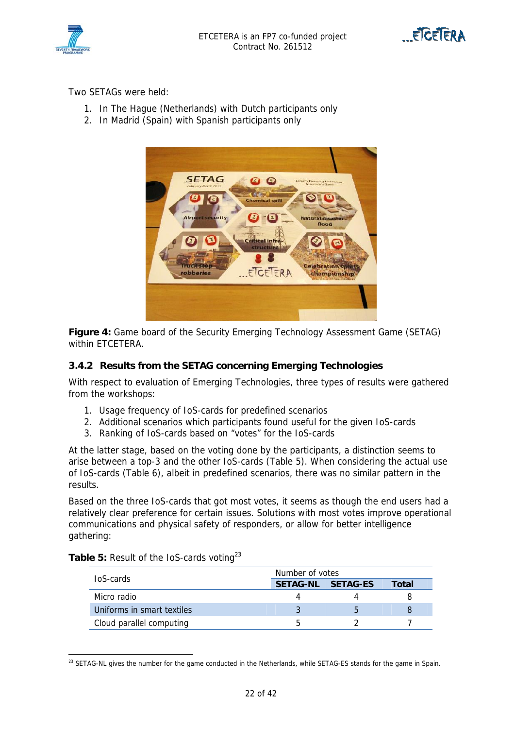Two SETAGs were held:

1. In The Hague (Netherlands) with Dutch participants only
2. In Madrid (Spain) with Spanish participants only

**Figure 4:** Game board of the Security Emerging Technology Assessment Game (SETAG) within ETCETERA.

### 3.4.2 Results from the SETAG concerning Emerging Technologies

With respect to evaluation of Emerging Technologies, three types of results were gathered from the workshops:

1. Usage frequency of IoS-cards for predefined scenarios
2. Additional scenarios which participants found useful for the given IoS-cards
3. Ranking of IoS-cards based on "votes" for the IoS-cards

At the latter stage, based on the voting done by the participants, a distinction seems to arise between a top-3 and the other IoS-cards (Table 5). When considering the actual use of IoS-cards (Table 6), albeit in predefined scenarios, there was no similar pattern in the results.

Based on the three IoS-cards that got most votes, it seems as though the end users had a relatively clear preference for certain issues. Solutions with most votes improve operational communications and physical safety of responders, or allow for better intelligence gathering:

**Table 5:** Result of the IoS-cards voting[23]

| IoS-cards | Number of votes | | |
|---|---|---|---|
| | **SETAG-NL** | **SETAG-ES** | **Total** |
| Micro radio | 4 | 4 | 8 |
| Uniforms in smart textiles | 3 | 5 | 8 |
| Cloud parallel computing | 5 | 2 | 7 |

[23] SETAG-NL gives the number for the game conducted in the Netherlands, while SETAG-ES stands for the game in Spain.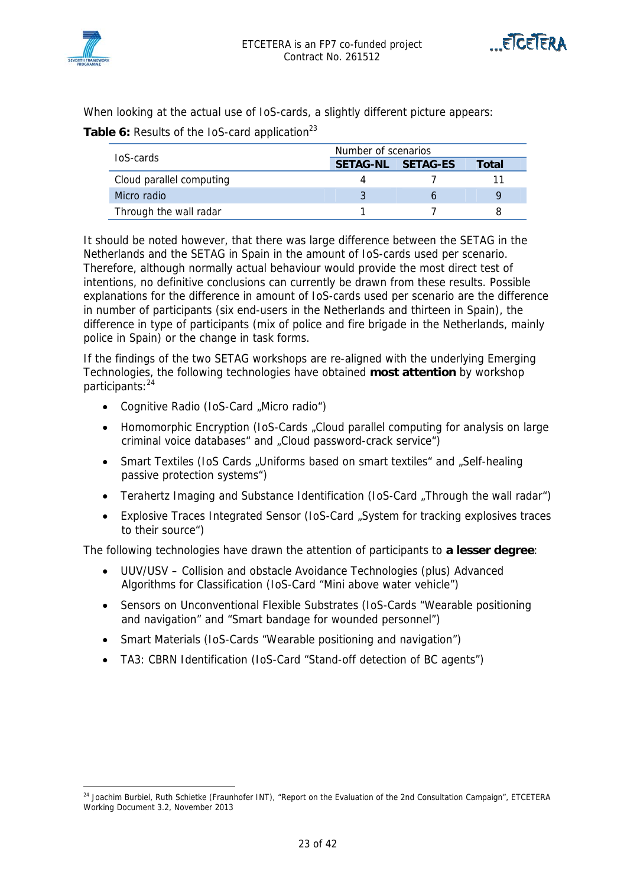When looking at the actual use of IoS-cards, a slightly different picture appears:

**Table 6:** Results of the IoS-card application[23]

| IoS-cards | Number of scenarios | | |
|---|---|---|---|
| | **SETAG-NL** | **SETAG-ES** | **Total** |
| Cloud parallel computing | 4 | 7 | 11 |
| Micro radio | 3 | 6 | 9 |
| Through the wall radar | 1 | 7 | 8 |

It should be noted however, that there was large difference between the SETAG in the Netherlands and the SETAG in Spain in the amount of IoS-cards used per scenario. Therefore, although normally actual behaviour would provide the most direct test of intentions, no definitive conclusions can currently be drawn from these results. Possible explanations for the difference in amount of IoS-cards used per scenario are the difference in number of participants (six end-users in the Netherlands and thirteen in Spain), the difference in type of participants (mix of police and fire brigade in the Netherlands, mainly police in Spain) or the change in task forms.

If the findings of the two SETAG workshops are re-aligned with the underlying Emerging Technologies, the following technologies have obtained **most attention** by workshop participants:[24]

- Cognitive Radio (IoS-Card „Micro radio")
- Homomorphic Encryption (IoS-Cards „Cloud parallel computing for analysis on large criminal voice databases" and „Cloud password-crack service")
- Smart Textiles (IoS Cards „Uniforms based on smart textiles" and „Self-healing passive protection systems")
- Terahertz Imaging and Substance Identification (IoS-Card „Through the wall radar")
- Explosive Traces Integrated Sensor (IoS-Card „System for tracking explosives traces to their source")

The following technologies have drawn the attention of participants to **a lesser degree**:

- UUV/USV – Collision and obstacle Avoidance Technologies (plus) Advanced Algorithms for Classification (IoS-Card "Mini above water vehicle")
- Sensors on Unconventional Flexible Substrates (IoS-Cards "Wearable positioning and navigation" and "Smart bandage for wounded personnel")
- Smart Materials (IoS-Cards "Wearable positioning and navigation")
- TA3: CBRN Identification (IoS-Card "Stand-off detection of BC agents")

[24] Joachim Burbiel, Ruth Schietke (Fraunhofer INT), "Report on the Evaluation of the 2nd Consultation Campaign", ETCETERA Working Document 3.2, November 2013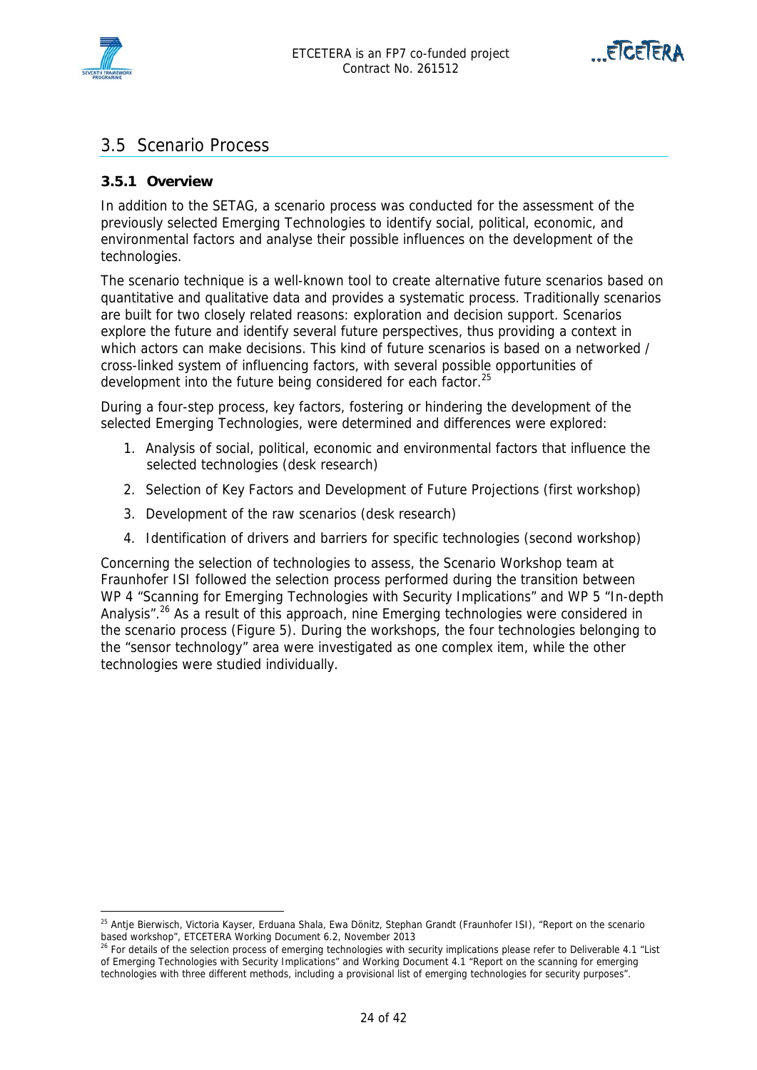## 3.5 Scenario Process

### 3.5.1 Overview

In addition to the SETAG, a scenario process was conducted for the assessment of the previously selected Emerging Technologies to identify social, political, economic, and environmental factors and analyse their possible influences on the development of the technologies.

The scenario technique is a well-known tool to create alternative future scenarios based on quantitative and qualitative data and provides a systematic process. Traditionally scenarios are built for two closely related reasons: exploration and decision support. Scenarios explore the future and identify several future perspectives, thus providing a context in which actors can make decisions. This kind of future scenarios is based on a networked / cross-linked system of influencing factors, with several possible opportunities of development into the future being considered for each factor.[25]

During a four-step process, key factors, fostering or hindering the development of the selected Emerging Technologies, were determined and differences were explored:

1. Analysis of social, political, economic and environmental factors that influence the selected technologies (desk research)
2. Selection of Key Factors and Development of Future Projections (first workshop)
3. Development of the raw scenarios (desk research)
4. Identification of drivers and barriers for specific technologies (second workshop)

Concerning the selection of technologies to assess, the Scenario Workshop team at Fraunhofer ISI followed the selection process performed during the transition between WP 4 "Scanning for Emerging Technologies with Security Implications" and WP 5 "In-depth Analysis".[26] As a result of this approach, nine Emerging technologies were considered in the scenario process (Figure 5). During the workshops, the four technologies belonging to the "sensor technology" area were investigated as one complex item, while the other technologies were studied individually.

---

[25] Antje Bierwisch, Victoria Kayser, Erduana Shala, Ewa Dönitz, Stephan Grandt (Fraunhofer ISI), "Report on the scenario based workshop", ETCETERA Working Document 6.2, November 2013

[26] For details of the selection process of emerging technologies with security implications please refer to Deliverable 4.1 "List of Emerging Technologies with Security Implications" and Working Document 4.1 "Report on the scanning for emerging technologies with three different methods, including a provisional list of emerging technologies for security purposes".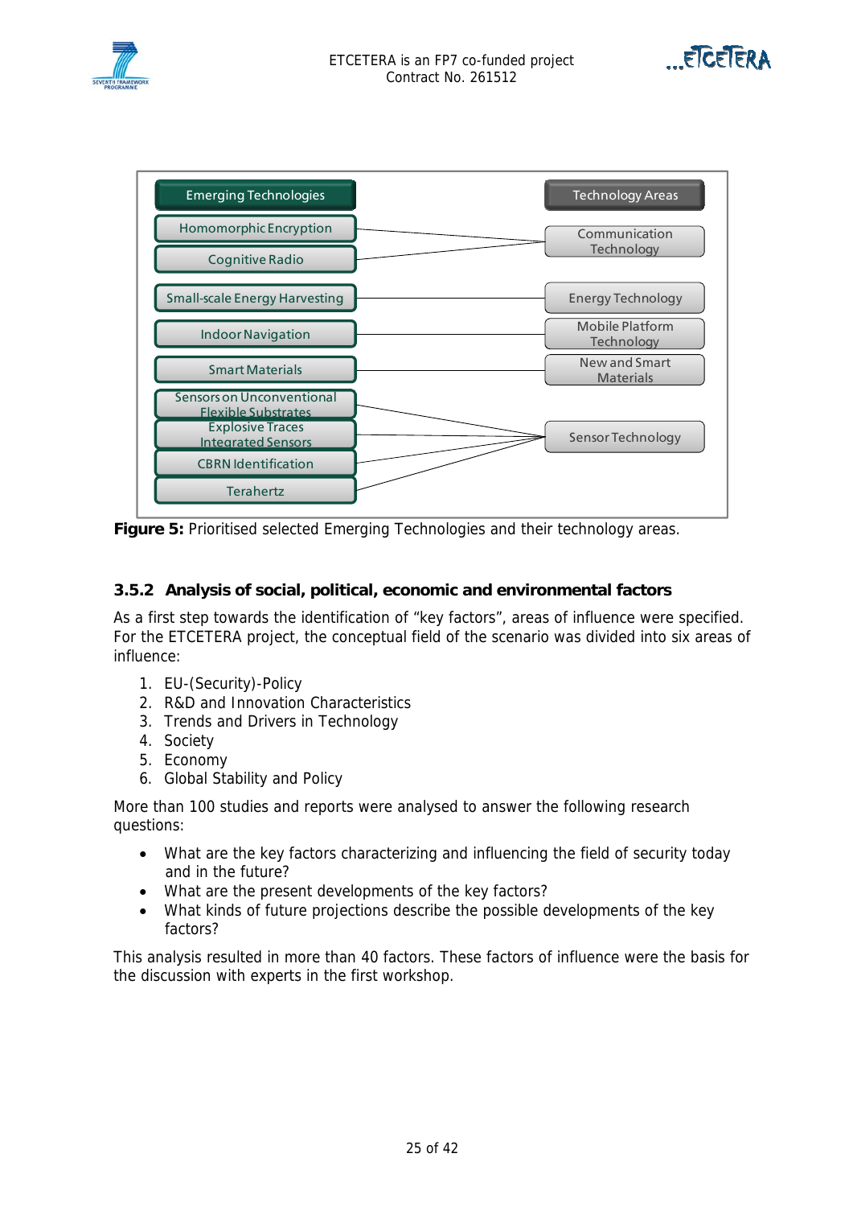| Emerging Technologies | Technology Areas |
|---|---|
| Homomorphic Encryption | Communication Technology |
| Cognitive Radio | Communication Technology |
| Small-scale Energy Harvesting | Energy Technology |
| Indoor Navigation | Mobile Platform Technology |
| Smart Materials | New and Smart Materials |
| Sensors on Unconventional Flexible Substrates | Sensor Technology |
| Explosive Traces Integrated Sensors | Sensor Technology |
| CBRN Identification | Sensor Technology |
| Terahertz | Sensor Technology |

**Figure 5:** Prioritised selected Emerging Technologies and their technology areas.

### 3.5.2 Analysis of social, political, economic and environmental factors

As a first step towards the identification of "key factors", areas of influence were specified. For the ETCETERA project, the conceptual field of the scenario was divided into six areas of influence:

1. EU-(Security)-Policy
2. R&D and Innovation Characteristics
3. Trends and Drivers in Technology
4. Society
5. Economy
6. Global Stability and Policy

More than 100 studies and reports were analysed to answer the following research questions:

- What are the key factors characterizing and influencing the field of security today and in the future?
- What are the present developments of the key factors?
- What kinds of future projections describe the possible developments of the key factors?

This analysis resulted in more than 40 factors. These factors of influence were the basis for the discussion with experts in the first workshop.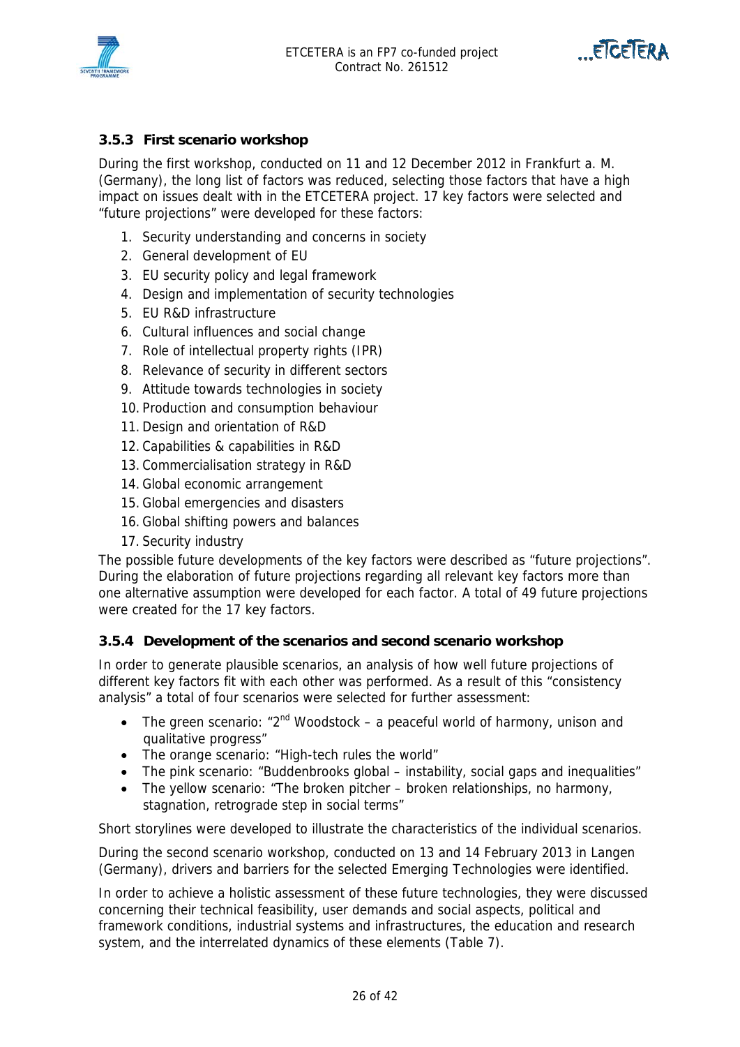### 3.5.3 First scenario workshop

During the first workshop, conducted on 11 and 12 December 2012 in Frankfurt a. M. (Germany), the long list of factors was reduced, selecting those factors that have a high impact on issues dealt with in the ETCETERA project. 17 key factors were selected and "future projections" were developed for these factors:

1. Security understanding and concerns in society
2. General development of EU
3. EU security policy and legal framework
4. Design and implementation of security technologies
5. EU R&D infrastructure
6. Cultural influences and social change
7. Role of intellectual property rights (IPR)
8. Relevance of security in different sectors
9. Attitude towards technologies in society
10. Production and consumption behaviour
11. Design and orientation of R&D
12. Capabilities & capabilities in R&D
13. Commercialisation strategy in R&D
14. Global economic arrangement
15. Global emergencies and disasters
16. Global shifting powers and balances
17. Security industry

The possible future developments of the key factors were described as "future projections". During the elaboration of future projections regarding all relevant key factors more than one alternative assumption were developed for each factor. A total of 49 future projections were created for the 17 key factors.

### 3.5.4 Development of the scenarios and second scenario workshop

In order to generate plausible scenarios, an analysis of how well future projections of different key factors fit with each other was performed. As a result of this "consistency analysis" a total of four scenarios were selected for further assessment:

- The green scenario: "2nd Woodstock – a peaceful world of harmony, unison and qualitative progress"
- The orange scenario: "High-tech rules the world"
- The pink scenario: "Buddenbrooks global – instability, social gaps and inequalities"
- The yellow scenario: "The broken pitcher – broken relationships, no harmony, stagnation, retrograde step in social terms"

Short storylines were developed to illustrate the characteristics of the individual scenarios.

During the second scenario workshop, conducted on 13 and 14 February 2013 in Langen (Germany), drivers and barriers for the selected Emerging Technologies were identified.

In order to achieve a holistic assessment of these future technologies, they were discussed concerning their technical feasibility, user demands and social aspects, political and framework conditions, industrial systems and infrastructures, the education and research system, and the interrelated dynamics of these elements (Table 7).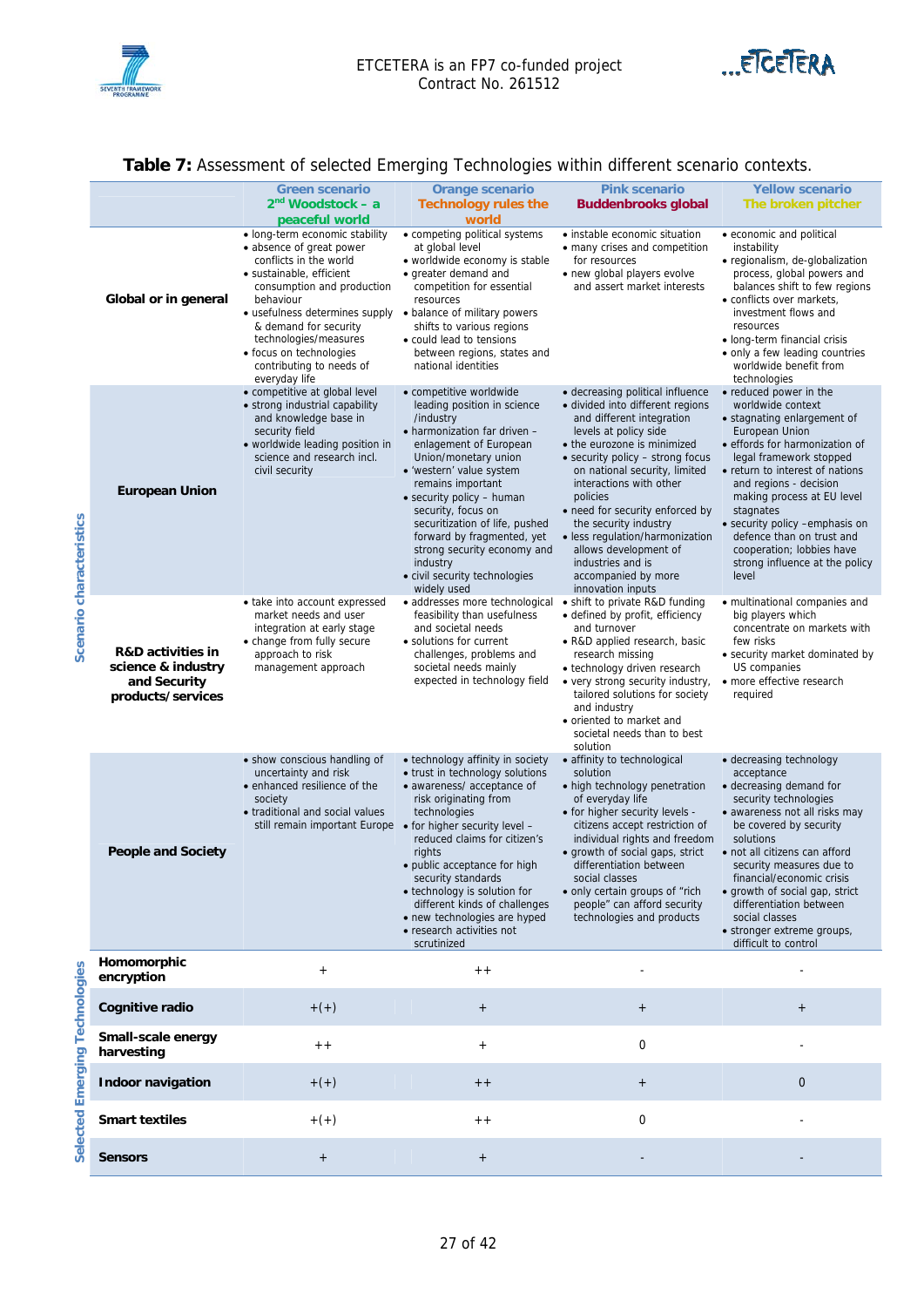**Table 7:** Assessment of selected Emerging Technologies within different scenario contexts.

| | | Green scenario 2nd Woodstock – a peaceful world | Orange scenario Technology rules the world | Pink scenario Buddenbrooks global | Yellow scenario The broken pitcher |
|---|---|---|---|---|---|
| Scenario characteristics | **Global or in general** | • long-term economic stability<br>• absence of great power conflicts in the world<br>• sustainable, efficient consumption and production behaviour<br>• usefulness determines supply & demand for security technologies/measures<br>• focus on technologies contributing to needs of everyday life | • competing political systems at global level<br>• worldwide economy is stable<br>• greater demand and competition for essential resources<br>• balance of military powers shifts to various regions<br>• could lead to tensions between regions, states and national identities | • instable economic situation<br>• many crises and competition for resources<br>• new global players evolve and assert market interests | • economic and political instability<br>• regionalism, de-globalization process, global powers and balances shift to few regions<br>• conflicts over markets, investment flows and resources<br>• long-term financial crisis<br>• only a few leading countries worldwide benefit from technologies |
| | **European Union** | • competitive at global level<br>• strong industrial capability and knowledge base in security field<br>• worldwide leading position in science and research incl. civil security | • competitive worldwide leading position in science /industry<br>• harmonization far driven – enlagement of European Union/monetary union<br>• 'western' value system remains important<br>• security policy – human security, focus on securitization of life, pushed forward by fragmented, yet strong security economy and industry<br>• civil security technologies widely used | • decreasing political influence<br>• divided into different regions and different integration levels at policy side<br>• the eurozone is minimized<br>• security policy – strong focus on national security, limited interactions with other policies<br>• need for security enforced by the security industry<br>• less regulation/harmonization allows development of industries and is accompanied by more innovation inputs | • reduced power in the worldwide context<br>• stagnating enlargement of European Union<br>• effords for harmonization of legal framework stopped<br>• return to interest of nations and regions - decision making process at EU level stagnates<br>• security policy –emphasis on defence than on trust and cooperation; lobbies have strong influence at the policy level |
| | **R&D activities in science & industry and Security products/services** | • take into account expressed market needs and user integration at early stage<br>• change from fully secure approach to risk management approach | • addresses more technological feasibility than usefulness and societal needs<br>• solutions for current challenges, problems and societal needs mainly expected in technology field | • shift to private R&D funding<br>• defined by profit, efficiency and turnover<br>• R&D applied research, basic research missing<br>• technology driven research<br>• very strong security industry, tailored solutions for society and industry<br>• oriented to market and societal needs than to best solution | • multinational companies and big players which concentrate on markets with few risks<br>• security market dominated by US companies<br>• more effective research required |
| | **People and Society** | • show conscious handling of uncertainty and risk<br>• enhanced resilience of the society<br>• traditional and social values still remain important Europe | • technology affinity in society<br>• trust in technology solutions<br>• awareness/ acceptance of risk originating from technologies<br>• for higher security level – reduced claims for citizen's rights<br>• public acceptance for high security standards<br>• technology is solution for different kinds of challenges<br>• new technologies are hyped<br>• research activities not scrutinized | • affinity to technological solution<br>• high technology penetration of everyday life<br>• for higher security levels - citizens accept restriction of individual rights and freedom<br>• growth of social gaps, strict differentiation between social classes<br>• only certain groups of "rich people" can afford security technologies and products | • decreasing technology acceptance<br>• decreasing demand for security technologies<br>• awareness not all risks may be covered by security solutions<br>• not all citizens can afford security measures due to financial/economic crisis<br>• growth of social gap, strict differentiation between social classes<br>• stronger extreme groups, difficult to control |
| Selected Emerging Technologies | **Homomorphic encryption** | + | ++ | - | - |
| | **Cognitive radio** | +(+) | + | + | + |
| | **Small-scale energy harvesting** | ++ | + | 0 | - |
| | **Indoor navigation** | +(+) | ++ | + | 0 |
| | **Smart textiles** | +(+) | ++ | 0 | - |
| | **Sensors** | + | + | - | - |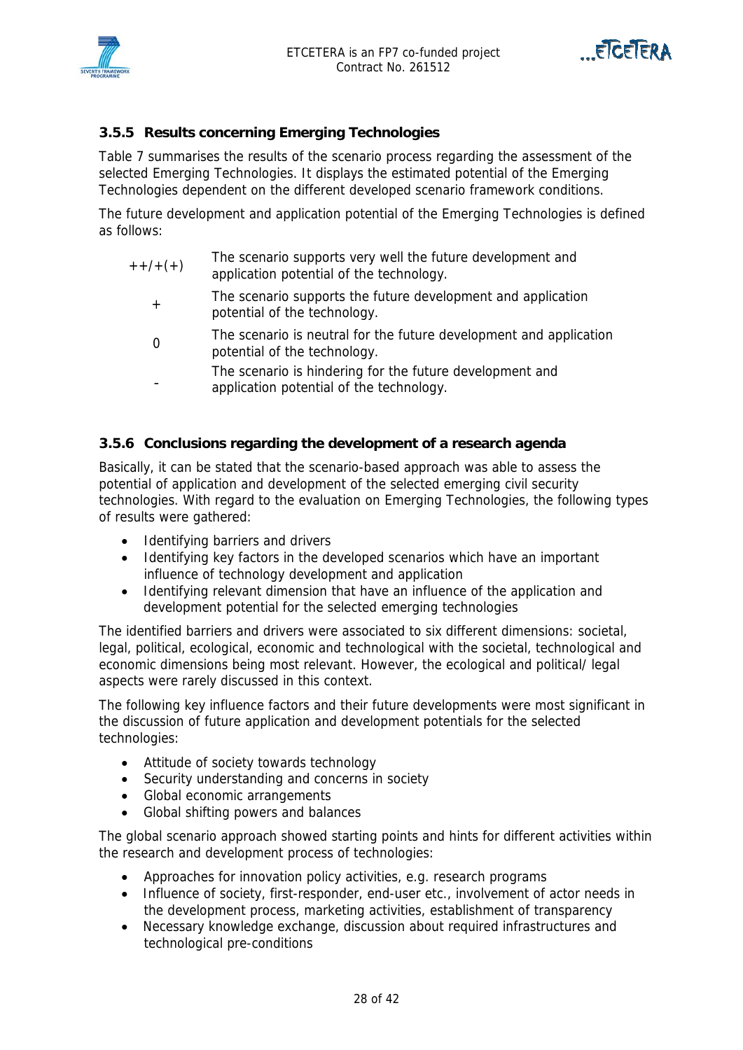### 3.5.5 Results concerning Emerging Technologies

Table 7 summarises the results of the scenario process regarding the assessment of the selected Emerging Technologies. It displays the estimated potential of the Emerging Technologies dependent on the different developed scenario framework conditions.

The future development and application potential of the Emerging Technologies is defined as follows:

| | |
|---|---|
| ++/+(+) | The scenario supports very well the future development and application potential of the technology. |
| + | The scenario supports the future development and application potential of the technology. |
| 0 | The scenario is neutral for the future development and application potential of the technology. |
| - | The scenario is hindering for the future development and application potential of the technology. |

### 3.5.6 Conclusions regarding the development of a research agenda

Basically, it can be stated that the scenario-based approach was able to assess the potential of application and development of the selected emerging civil security technologies. With regard to the evaluation on Emerging Technologies, the following types of results were gathered:

- Identifying barriers and drivers
- Identifying key factors in the developed scenarios which have an important influence of technology development and application
- Identifying relevant dimension that have an influence of the application and development potential for the selected emerging technologies

The identified barriers and drivers were associated to six different dimensions: societal, legal, political, ecological, economic and technological with the societal, technological and economic dimensions being most relevant. However, the ecological and political/ legal aspects were rarely discussed in this context.

The following key influence factors and their future developments were most significant in the discussion of future application and development potentials for the selected technologies:

- Attitude of society towards technology
- Security understanding and concerns in society
- Global economic arrangements
- Global shifting powers and balances

The global scenario approach showed starting points and hints for different activities within the research and development process of technologies:

- Approaches for innovation policy activities, e.g. research programs
- Influence of society, first-responder, end-user etc., involvement of actor needs in the development process, marketing activities, establishment of transparency
- Necessary knowledge exchange, discussion about required infrastructures and technological pre-conditions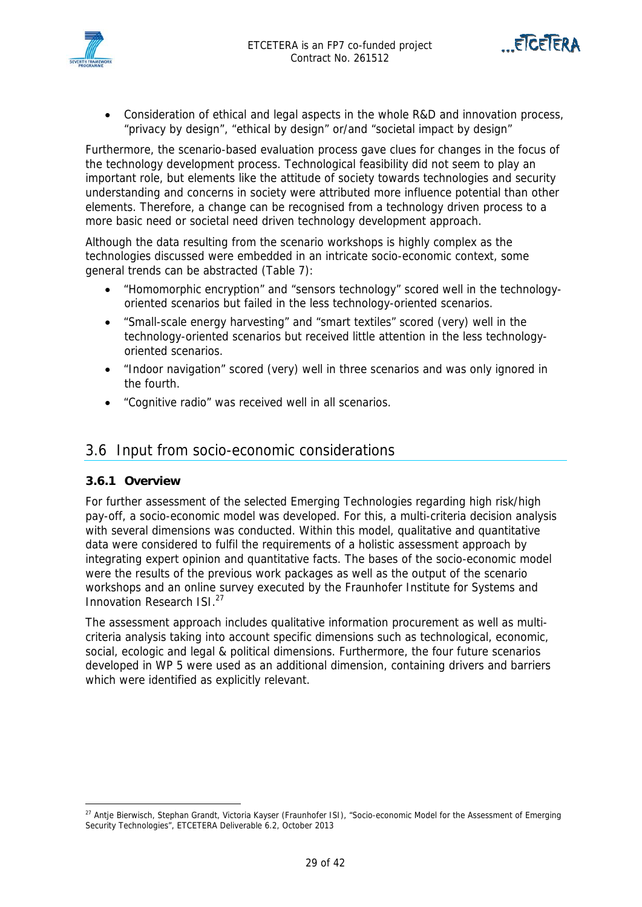- Consideration of ethical and legal aspects in the whole R&D and innovation process, "privacy by design", "ethical by design" or/and "societal impact by design"

Furthermore, the scenario-based evaluation process gave clues for changes in the focus of the technology development process. Technological feasibility did not seem to play an important role, but elements like the attitude of society towards technologies and security understanding and concerns in society were attributed more influence potential than other elements. Therefore, a change can be recognised from a technology driven process to a more basic need or societal need driven technology development approach.

Although the data resulting from the scenario workshops is highly complex as the technologies discussed were embedded in an intricate socio-economic context, some general trends can be abstracted (Table 7):

- "Homomorphic encryption" and "sensors technology" scored well in the technology-oriented scenarios but failed in the less technology-oriented scenarios.
- "Small-scale energy harvesting" and "smart textiles" scored (very) well in the technology-oriented scenarios but received little attention in the less technology-oriented scenarios.
- "Indoor navigation" scored (very) well in three scenarios and was only ignored in the fourth.
- "Cognitive radio" was received well in all scenarios.

## 3.6 Input from socio-economic considerations

### 3.6.1 Overview

For further assessment of the selected Emerging Technologies regarding high risk/high pay-off, a socio-economic model was developed. For this, a multi-criteria decision analysis with several dimensions was conducted. Within this model, qualitative and quantitative data were considered to fulfil the requirements of a holistic assessment approach by integrating expert opinion and quantitative facts. The bases of the socio-economic model were the results of the previous work packages as well as the output of the scenario workshops and an online survey executed by the Fraunhofer Institute for Systems and Innovation Research ISI.[27]

The assessment approach includes qualitative information procurement as well as multi-criteria analysis taking into account specific dimensions such as technological, economic, social, ecologic and legal & political dimensions. Furthermore, the four future scenarios developed in WP 5 were used as an additional dimension, containing drivers and barriers which were identified as explicitly relevant.

[27] Antje Bierwisch, Stephan Grandt, Victoria Kayser (Fraunhofer ISI), "Socio-economic Model for the Assessment of Emerging Security Technologies", ETCETERA Deliverable 6.2, October 2013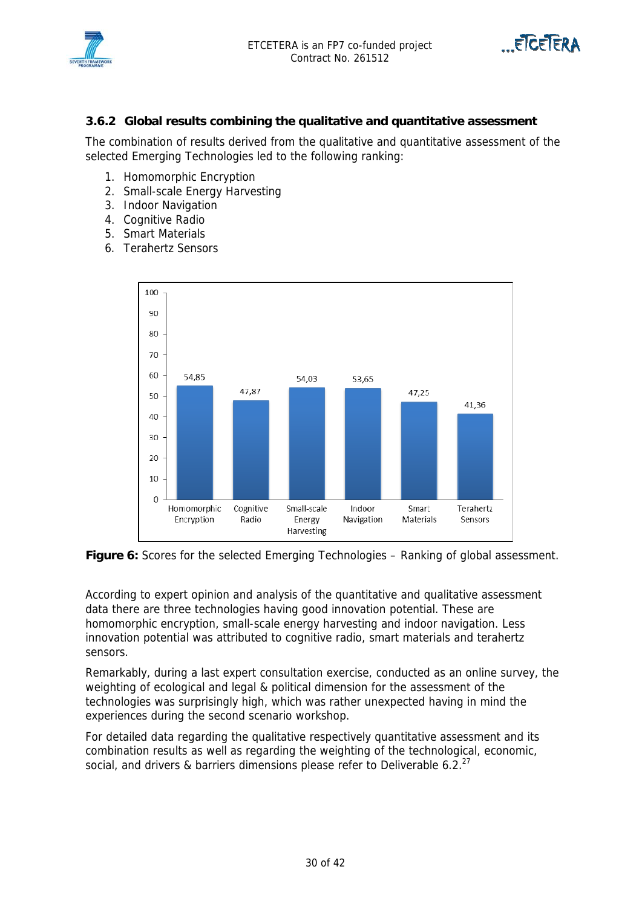### 3.6.2 Global results combining the qualitative and quantitative assessment

The combination of results derived from the qualitative and quantitative assessment of the selected Emerging Technologies led to the following ranking:

1. Homomorphic Encryption
2. Small-scale Energy Harvesting
3. Indoor Navigation
4. Cognitive Radio
5. Smart Materials
6. Terahertz Sensors

| Technology | Score |
|---|---|
| Homomorphic Encryption | 54,85 |
| Cognitive Radio | 47,87 |
| Small-scale Energy Harvesting | 54,03 |
| Indoor Navigation | 53,65 |
| Smart Materials | 47,25 |
| Terahertz Sensors | 41,36 |

**Figure 6:** Scores for the selected Emerging Technologies – Ranking of global assessment.

According to expert opinion and analysis of the quantitative and qualitative assessment data there are three technologies having good innovation potential. These are homomorphic encryption, small-scale energy harvesting and indoor navigation. Less innovation potential was attributed to cognitive radio, smart materials and terahertz sensors.

Remarkably, during a last expert consultation exercise, conducted as an online survey, the weighting of ecological and legal & political dimension for the assessment of the technologies was surprisingly high, which was rather unexpected having in mind the experiences during the second scenario workshop.

For detailed data regarding the qualitative respectively quantitative assessment and its combination results as well as regarding the weighting of the technological, economic, social, and drivers & barriers dimensions please refer to Deliverable 6.2.[27]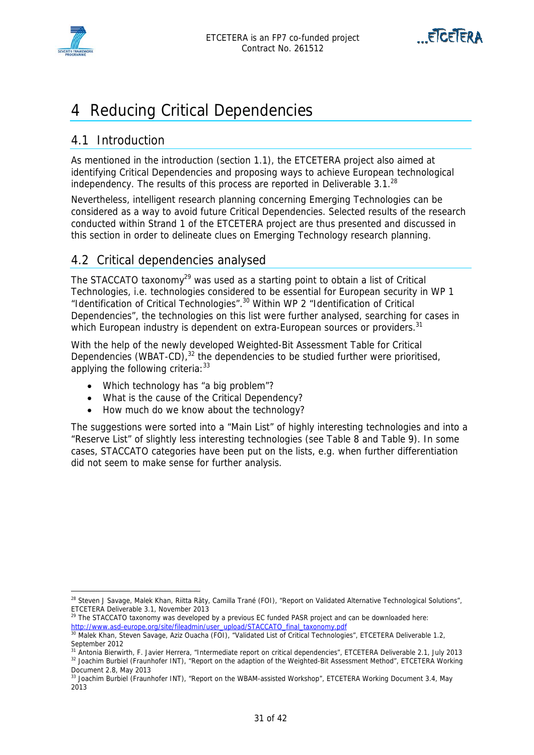# 4 Reducing Critical Dependencies

## 4.1 Introduction

As mentioned in the introduction (section 1.1), the ETCETERA project also aimed at identifying Critical Dependencies and proposing ways to achieve European technological independency. The results of this process are reported in Deliverable 3.1.[28]

Nevertheless, intelligent research planning concerning Emerging Technologies can be considered as a way to avoid future Critical Dependencies. Selected results of the research conducted within Strand 1 of the ETCETERA project are thus presented and discussed in this section in order to delineate clues on Emerging Technology research planning.

## 4.2 Critical dependencies analysed

The STACCATO taxonomy[29] was used as a starting point to obtain a list of Critical Technologies, i.e. technologies considered to be essential for European security in WP 1 "Identification of Critical Technologies".[30] Within WP 2 "Identification of Critical Dependencies", the technologies on this list were further analysed, searching for cases in which European industry is dependent on extra-European sources or providers.[31]

With the help of the newly developed Weighted-Bit Assessment Table for Critical Dependencies (WBAT-CD),[32] the dependencies to be studied further were prioritised, applying the following criteria:[33]

- Which technology has "a big problem"?
- What is the cause of the Critical Dependency?
- How much do we know about the technology?

The suggestions were sorted into a "Main List" of highly interesting technologies and into a "Reserve List" of slightly less interesting technologies (see Table 8 and Table 9). In some cases, STACCATO categories have been put on the lists, e.g. when further differentiation did not seem to make sense for further analysis.

---

[28] Steven J Savage, Malek Khan, Riitta Räty, Camilla Trané (FOI), "Report on Validated Alternative Technological Solutions", ETCETERA Deliverable 3.1, November 2013

[29] The STACCATO taxonomy was developed by a previous EC funded PASR project and can be downloaded here: http://www.asd-europe.org/site/fileadmin/user_upload/STACCATO_final_taxonomy.pdf

[30] Malek Khan, Steven Savage, Aziz Ouacha (FOI), "Validated List of Critical Technologies", ETCETERA Deliverable 1.2, September 2012

[31] Antonia Bierwirth, F. Javier Herrera, "Intermediate report on critical dependencies", ETCETERA Deliverable 2.1, July 2013

[32] Joachim Burbiel (Fraunhofer INT), "Report on the adaption of the Weighted-Bit Assessment Method", ETCETERA Working Document 2.8, May 2013

[33] Joachim Burbiel (Fraunhofer INT), "Report on the WBAM-assisted Workshop", ETCETERA Working Document 3.4, May 2013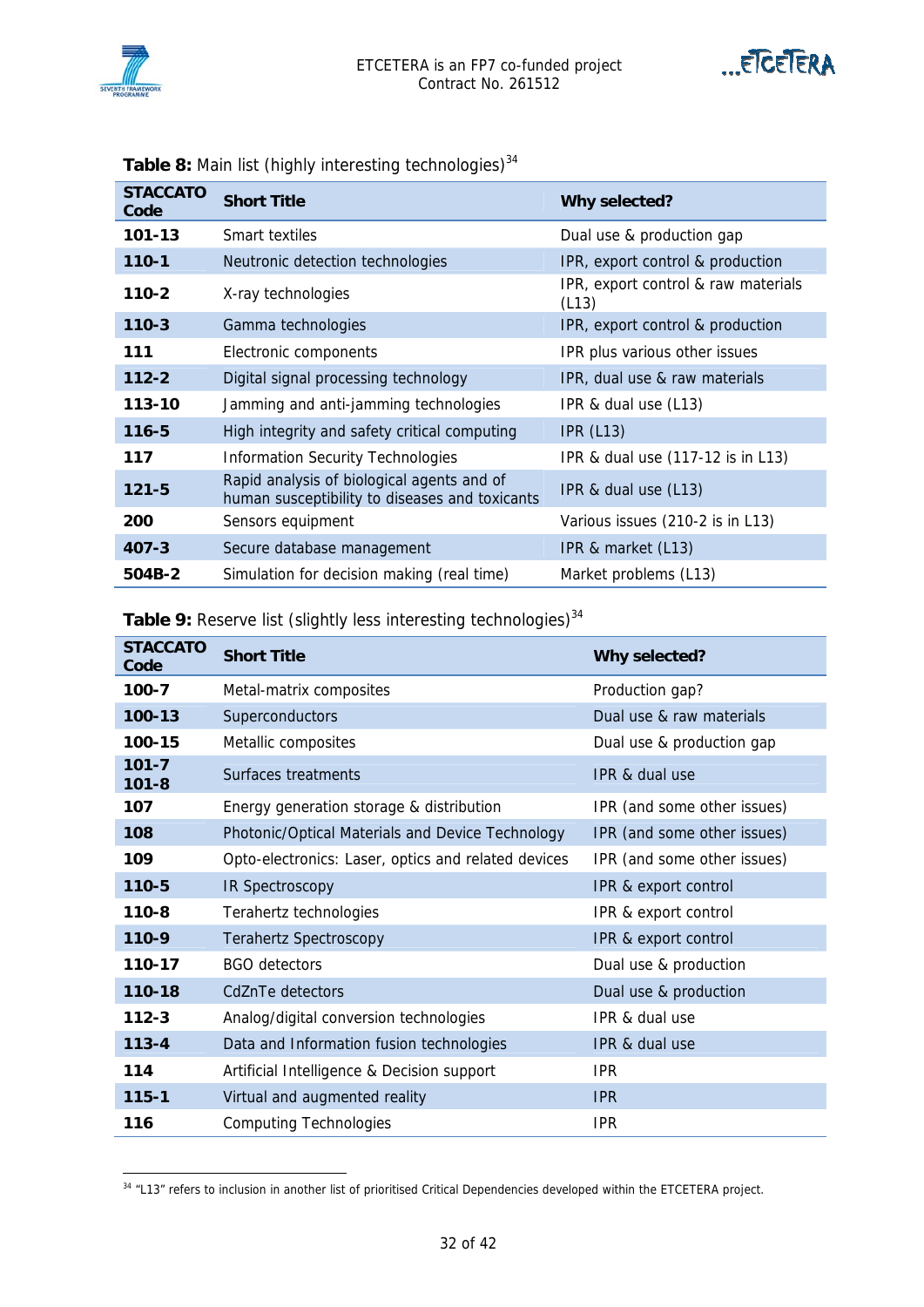**Table 8:** Main list (highly interesting technologies)[34]

| STACCATO Code | Short Title | Why selected? |
|---|---|---|
| **101-13** | Smart textiles | Dual use & production gap |
| **110-1** | Neutronic detection technologies | IPR, export control & production |
| **110-2** | X-ray technologies | IPR, export control & raw materials (L13) |
| **110-3** | Gamma technologies | IPR, export control & production |
| **111** | Electronic components | IPR plus various other issues |
| **112-2** | Digital signal processing technology | IPR, dual use & raw materials |
| **113-10** | Jamming and anti-jamming technologies | IPR & dual use (L13) |
| **116-5** | High integrity and safety critical computing | IPR (L13) |
| **117** | Information Security Technologies | IPR & dual use (117-12 is in L13) |
| **121-5** | Rapid analysis of biological agents and of human susceptibility to diseases and toxicants | IPR & dual use (L13) |
| **200** | Sensors equipment | Various issues (210-2 is in L13) |
| **407-3** | Secure database management | IPR & market (L13) |
| **504B-2** | Simulation for decision making (real time) | Market problems (L13) |

**Table 9:** Reserve list (slightly less interesting technologies)[34]

| STACCATO Code | Short Title | Why selected? |
|---|---|---|
| **100-7** | Metal-matrix composites | Production gap? |
| **100-13** | Superconductors | Dual use & raw materials |
| **100-15** | Metallic composites | Dual use & production gap |
| **101-7 101-8** | Surfaces treatments | IPR & dual use |
| **107** | Energy generation storage & distribution | IPR (and some other issues) |
| **108** | Photonic/Optical Materials and Device Technology | IPR (and some other issues) |
| **109** | Opto-electronics: Laser, optics and related devices | IPR (and some other issues) |
| **110-5** | IR Spectroscopy | IPR & export control |
| **110-8** | Terahertz technologies | IPR & export control |
| **110-9** | Terahertz Spectroscopy | IPR & export control |
| **110-17** | BGO detectors | Dual use & production |
| **110-18** | CdZnTe detectors | Dual use & production |
| **112-3** | Analog/digital conversion technologies | IPR & dual use |
| **113-4** | Data and Information fusion technologies | IPR & dual use |
| **114** | Artificial Intelligence & Decision support | IPR |
| **115-1** | Virtual and augmented reality | IPR |
| **116** | Computing Technologies | IPR |

[34] "L13" refers to inclusion in another list of prioritised Critical Dependencies developed within the ETCETERA project.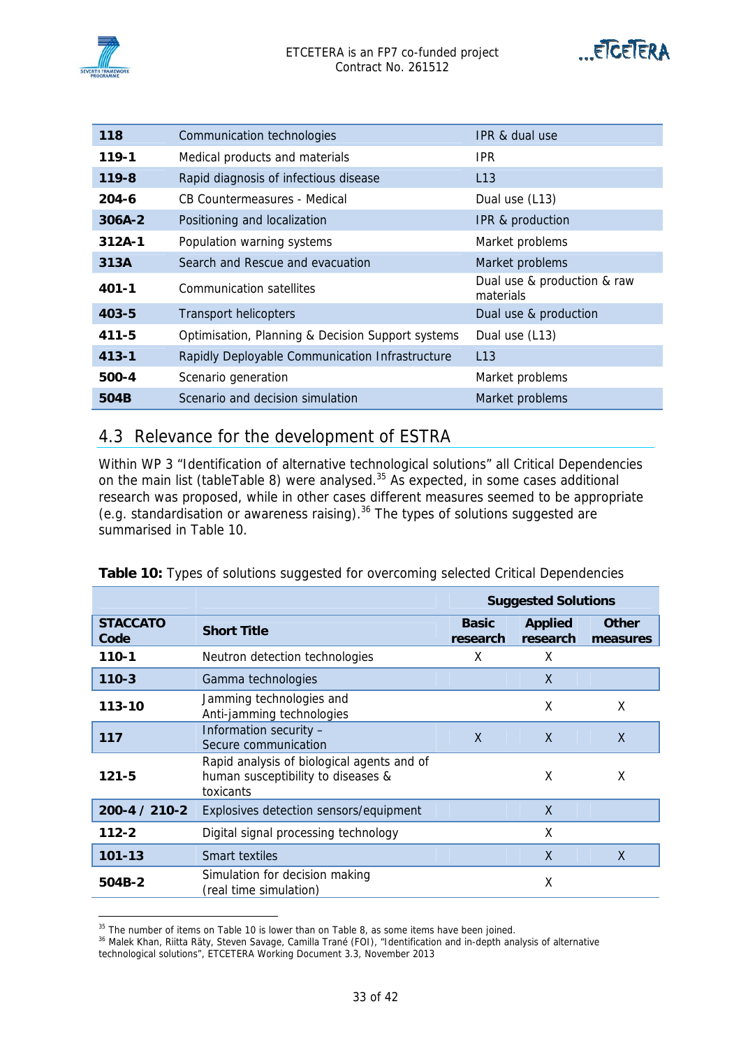| | | |
|---|---|---|
| **118** | Communication technologies | IPR & dual use |
| **119-1** | Medical products and materials | IPR |
| **119-8** | Rapid diagnosis of infectious disease | L13 |
| **204-6** | CB Countermeasures - Medical | Dual use (L13) |
| **306A-2** | Positioning and localization | IPR & production |
| **312A-1** | Population warning systems | Market problems |
| **313A** | Search and Rescue and evacuation | Market problems |
| **401-1** | Communication satellites | Dual use & production & raw materials |
| **403-5** | Transport helicopters | Dual use & production |
| **411-5** | Optimisation, Planning & Decision Support systems | Dual use (L13) |
| **413-1** | Rapidly Deployable Communication Infrastructure | L13 |
| **500-4** | Scenario generation | Market problems |
| **504B** | Scenario and decision simulation | Market problems |

## 4.3 Relevance for the development of ESTRA

Within WP 3 "Identification of alternative technological solutions" all Critical Dependencies on the main list (tableTable 8) were analysed.[35] As expected, in some cases additional research was proposed, while in other cases different measures seemed to be appropriate (e.g. standardisation or awareness raising).[36] The types of solutions suggested are summarised in Table 10.

**Table 10:** Types of solutions suggested for overcoming selected Critical Dependencies

| | | Suggested Solutions | | |
|---|---|---|---|---|
| **STACCATO Code** | **Short Title** | **Basic research** | **Applied research** | **Other measures** |
| **110-1** | Neutron detection technologies | X | X | |
| **110-3** | Gamma technologies | | X | |
| **113-10** | Jamming technologies and Anti-jamming technologies | | X | X |
| **117** | Information security – Secure communication | X | X | X |
| **121-5** | Rapid analysis of biological agents and of human susceptibility to diseases & toxicants | | X | X |
| **200-4 / 210-2** | Explosives detection sensors/equipment | | X | |
| **112-2** | Digital signal processing technology | | X | |
| **101-13** | Smart textiles | | X | X |
| **504B-2** | Simulation for decision making (real time simulation) | | X | |

[35] The number of items on Table 10 is lower than on Table 8, as some items have been joined.

[36] Malek Khan, Riitta Räty, Steven Savage, Camilla Trané (FOI), "Identification and in-depth analysis of alternative technological solutions", ETCETERA Working Document 3.3, November 2013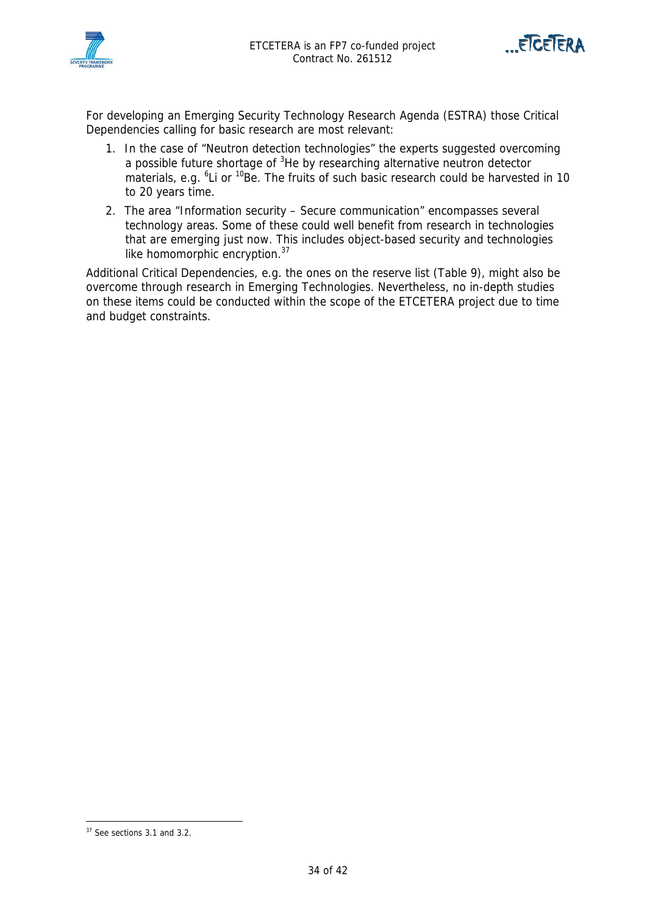For developing an Emerging Security Technology Research Agenda (ESTRA) those Critical Dependencies calling for basic research are most relevant:

1. In the case of "Neutron detection technologies" the experts suggested overcoming a possible future shortage of $^{3}He$ by researching alternative neutron detector materials, e.g. $^{6}Li$ or $^{10}Be$. The fruits of such basic research could be harvested in 10 to 20 years time.
2. The area "Information security – Secure communication" encompasses several technology areas. Some of these could well benefit from research in technologies that are emerging just now. This includes object-based security and technologies like homomorphic encryption.[37]

Additional Critical Dependencies, e.g. the ones on the reserve list (Table 9), might also be overcome through research in Emerging Technologies. Nevertheless, no in-depth studies on these items could be conducted within the scope of the ETCETERA project due to time and budget constraints.

[37] See sections 3.1 and 3.2.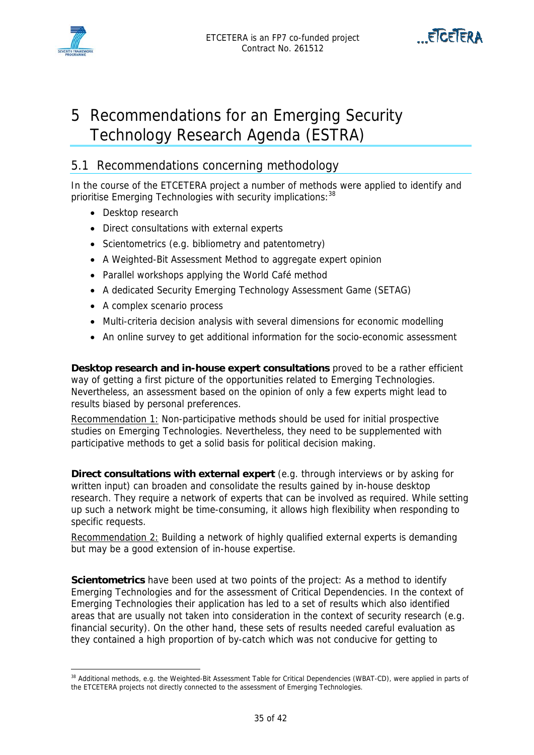# 5 Recommendations for an Emerging Security Technology Research Agenda (ESTRA)

## 5.1 Recommendations concerning methodology

In the course of the ETCETERA project a number of methods were applied to identify and prioritise Emerging Technologies with security implications:[38]

- Desktop research
- Direct consultations with external experts
- Scientometrics (e.g. bibliometry and patentometry)
- A Weighted-Bit Assessment Method to aggregate expert opinion
- Parallel workshops applying the World Café method
- A dedicated Security Emerging Technology Assessment Game (SETAG)
- A complex scenario process
- Multi-criteria decision analysis with several dimensions for economic modelling
- An online survey to get additional information for the socio-economic assessment

**Desktop research and in-house expert consultations** proved to be a rather efficient way of getting a first picture of the opportunities related to Emerging Technologies. Nevertheless, an assessment based on the opinion of only a few experts might lead to results biased by personal preferences.

Recommendation 1: Non-participative methods should be used for initial prospective studies on Emerging Technologies. Nevertheless, they need to be supplemented with participative methods to get a solid basis for political decision making.

**Direct consultations with external expert** (e.g. through interviews or by asking for written input) can broaden and consolidate the results gained by in-house desktop research. They require a network of experts that can be involved as required. While setting up such a network might be time-consuming, it allows high flexibility when responding to specific requests.

Recommendation 2: Building a network of highly qualified external experts is demanding but may be a good extension of in-house expertise.

**Scientometrics** have been used at two points of the project: As a method to identify Emerging Technologies and for the assessment of Critical Dependencies. In the context of Emerging Technologies their application has led to a set of results which also identified areas that are usually not taken into consideration in the context of security research (e.g. financial security). On the other hand, these sets of results needed careful evaluation as they contained a high proportion of by-catch which was not conducive for getting to

[38] Additional methods, e.g. the Weighted-Bit Assessment Table for Critical Dependencies (WBAT-CD), were applied in parts of the ETCETERA projects not directly connected to the assessment of Emerging Technologies.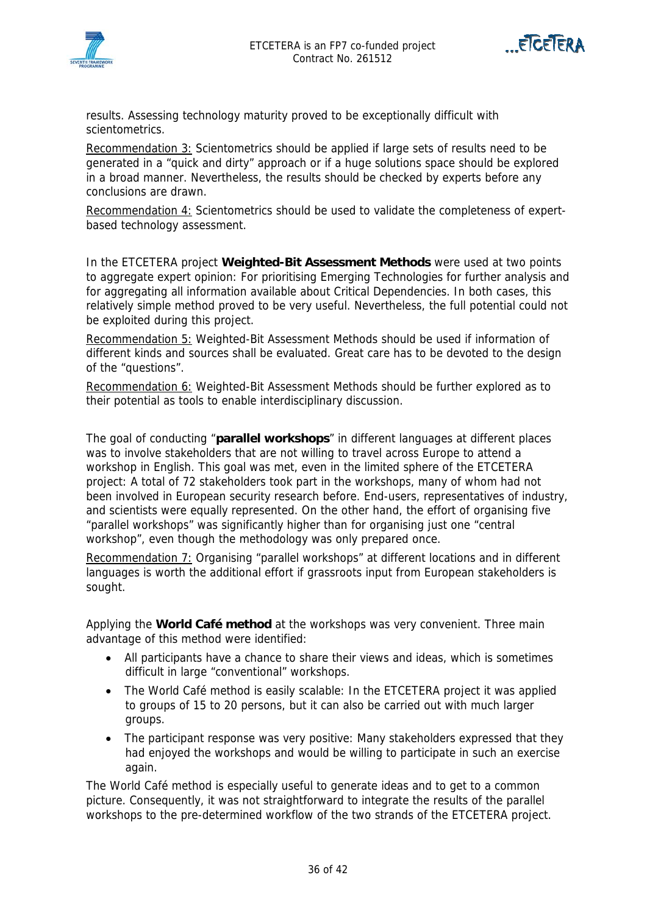results. Assessing technology maturity proved to be exceptionally difficult with scientometrics.

Recommendation 3: Scientometrics should be applied if large sets of results need to be generated in a "quick and dirty" approach or if a huge solutions space should be explored in a broad manner. Nevertheless, the results should be checked by experts before any conclusions are drawn.

Recommendation 4: Scientometrics should be used to validate the completeness of expert-based technology assessment.

In the ETCETERA project **Weighted-Bit Assessment Methods** were used at two points to aggregate expert opinion: For prioritising Emerging Technologies for further analysis and for aggregating all information available about Critical Dependencies. In both cases, this relatively simple method proved to be very useful. Nevertheless, the full potential could not be exploited during this project.

Recommendation 5: Weighted-Bit Assessment Methods should be used if information of different kinds and sources shall be evaluated. Great care has to be devoted to the design of the "questions".

Recommendation 6: Weighted-Bit Assessment Methods should be further explored as to their potential as tools to enable interdisciplinary discussion.

The goal of conducting "**parallel workshops**" in different languages at different places was to involve stakeholders that are not willing to travel across Europe to attend a workshop in English. This goal was met, even in the limited sphere of the ETCETERA project: A total of 72 stakeholders took part in the workshops, many of whom had not been involved in European security research before. End-users, representatives of industry, and scientists were equally represented. On the other hand, the effort of organising five "parallel workshops" was significantly higher than for organising just one "central workshop", even though the methodology was only prepared once.

Recommendation 7: Organising "parallel workshops" at different locations and in different languages is worth the additional effort if grassroots input from European stakeholders is sought.

Applying the **World Café method** at the workshops was very convenient. Three main advantage of this method were identified:

- All participants have a chance to share their views and ideas, which is sometimes difficult in large "conventional" workshops.
- The World Café method is easily scalable: In the ETCETERA project it was applied to groups of 15 to 20 persons, but it can also be carried out with much larger groups.
- The participant response was very positive: Many stakeholders expressed that they had enjoyed the workshops and would be willing to participate in such an exercise again.

The World Café method is especially useful to generate ideas and to get to a common picture. Consequently, it was not straightforward to integrate the results of the parallel workshops to the pre-determined workflow of the two strands of the ETCETERA project.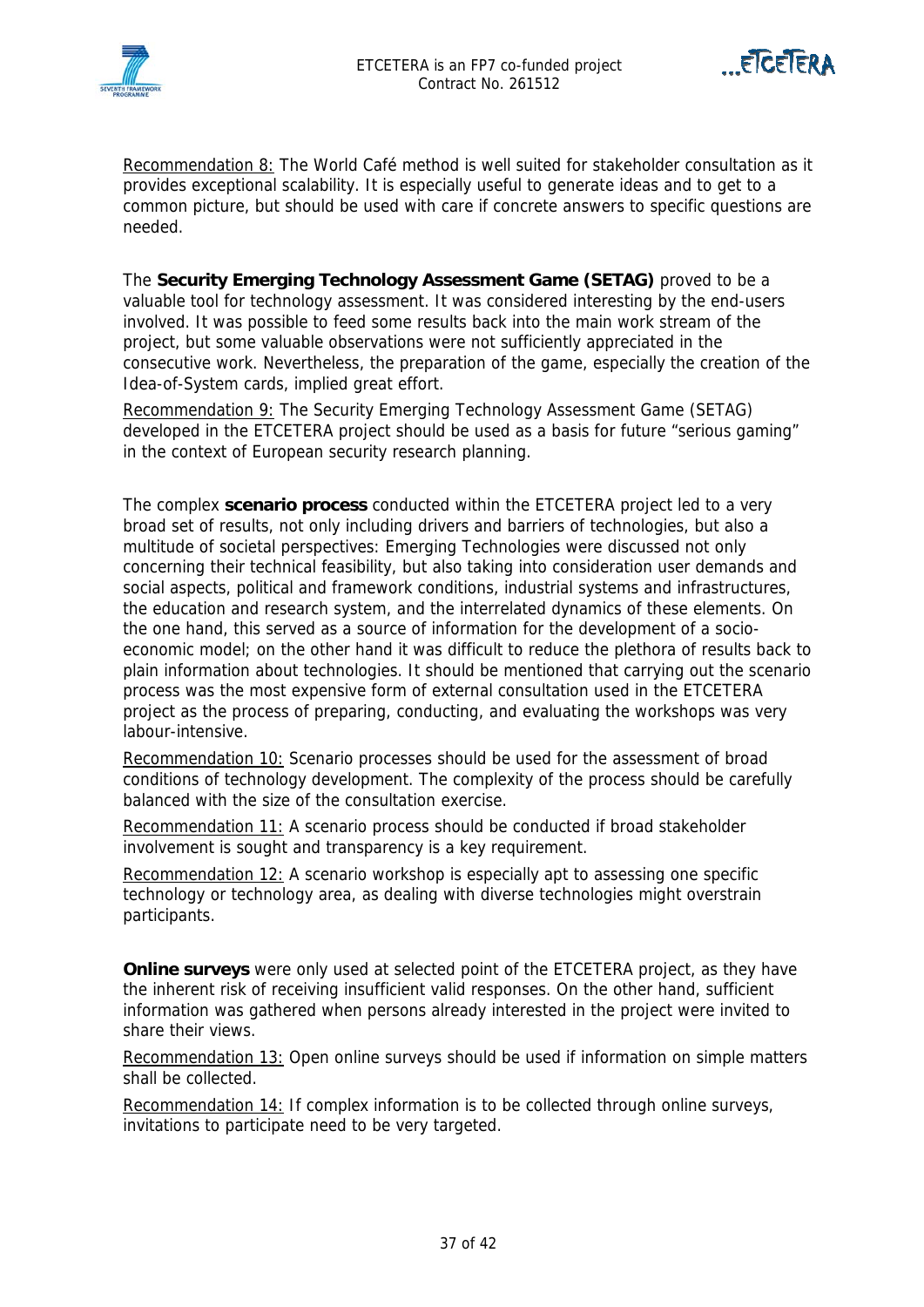Recommendation 8: The World Café method is well suited for stakeholder consultation as it provides exceptional scalability. It is especially useful to generate ideas and to get to a common picture, but should be used with care if concrete answers to specific questions are needed.

The **Security Emerging Technology Assessment Game (SETAG)** proved to be a valuable tool for technology assessment. It was considered interesting by the end-users involved. It was possible to feed some results back into the main work stream of the project, but some valuable observations were not sufficiently appreciated in the consecutive work. Nevertheless, the preparation of the game, especially the creation of the Idea-of-System cards, implied great effort.

Recommendation 9: The Security Emerging Technology Assessment Game (SETAG) developed in the ETCETERA project should be used as a basis for future "serious gaming" in the context of European security research planning.

The complex **scenario process** conducted within the ETCETERA project led to a very broad set of results, not only including drivers and barriers of technologies, but also a multitude of societal perspectives: Emerging Technologies were discussed not only concerning their technical feasibility, but also taking into consideration user demands and social aspects, political and framework conditions, industrial systems and infrastructures, the education and research system, and the interrelated dynamics of these elements. On the one hand, this served as a source of information for the development of a socio-economic model; on the other hand it was difficult to reduce the plethora of results back to plain information about technologies. It should be mentioned that carrying out the scenario process was the most expensive form of external consultation used in the ETCETERA project as the process of preparing, conducting, and evaluating the workshops was very labour-intensive.

Recommendation 10: Scenario processes should be used for the assessment of broad conditions of technology development. The complexity of the process should be carefully balanced with the size of the consultation exercise.

Recommendation 11: A scenario process should be conducted if broad stakeholder involvement is sought and transparency is a key requirement.

Recommendation 12: A scenario workshop is especially apt to assessing one specific technology or technology area, as dealing with diverse technologies might overstrain participants.

**Online surveys** were only used at selected point of the ETCETERA project, as they have the inherent risk of receiving insufficient valid responses. On the other hand, sufficient information was gathered when persons already interested in the project were invited to share their views.

Recommendation 13: Open online surveys should be used if information on simple matters shall be collected.

Recommendation 14: If complex information is to be collected through online surveys, invitations to participate need to be very targeted.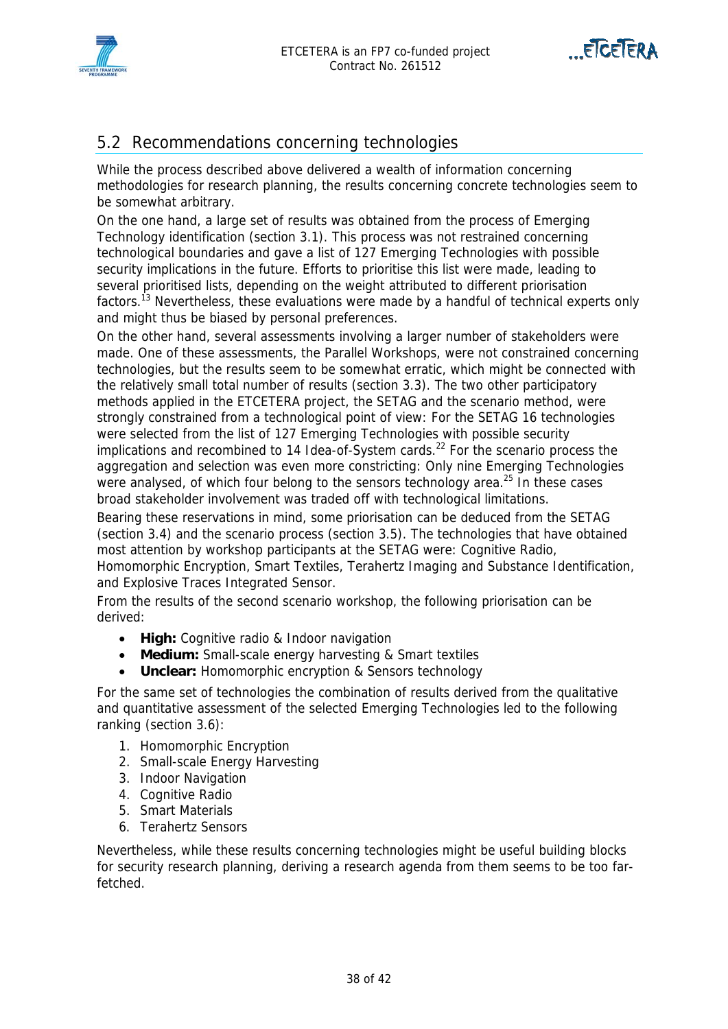## 5.2 Recommendations concerning technologies

While the process described above delivered a wealth of information concerning methodologies for research planning, the results concerning concrete technologies seem to be somewhat arbitrary.

On the one hand, a large set of results was obtained from the process of Emerging Technology identification (section 3.1). This process was not restrained concerning technological boundaries and gave a list of 127 Emerging Technologies with possible security implications in the future. Efforts to prioritise this list were made, leading to several prioritised lists, depending on the weight attributed to different priorisation factors.[13] Nevertheless, these evaluations were made by a handful of technical experts only and might thus be biased by personal preferences.

On the other hand, several assessments involving a larger number of stakeholders were made. One of these assessments, the Parallel Workshops, were not constrained concerning technologies, but the results seem to be somewhat erratic, which might be connected with the relatively small total number of results (section 3.3). The two other participatory methods applied in the ETCETERA project, the SETAG and the scenario method, were strongly constrained from a technological point of view: For the SETAG 16 technologies were selected from the list of 127 Emerging Technologies with possible security implications and recombined to 14 Idea-of-System cards.[22] For the scenario process the aggregation and selection was even more constricting: Only nine Emerging Technologies were analysed, of which four belong to the sensors technology area.[25] In these cases broad stakeholder involvement was traded off with technological limitations.

Bearing these reservations in mind, some priorisation can be deduced from the SETAG (section 3.4) and the scenario process (section 3.5). The technologies that have obtained most attention by workshop participants at the SETAG were: Cognitive Radio, Homomorphic Encryption, Smart Textiles, Terahertz Imaging and Substance Identification, and Explosive Traces Integrated Sensor.

From the results of the second scenario workshop, the following priorisation can be derived:

- **High:** Cognitive radio & Indoor navigation
- **Medium:** Small-scale energy harvesting & Smart textiles
- **Unclear:** Homomorphic encryption & Sensors technology

For the same set of technologies the combination of results derived from the qualitative and quantitative assessment of the selected Emerging Technologies led to the following ranking (section 3.6):

1. Homomorphic Encryption
2. Small-scale Energy Harvesting
3. Indoor Navigation
4. Cognitive Radio
5. Smart Materials
6. Terahertz Sensors

Nevertheless, while these results concerning technologies might be useful building blocks for security research planning, deriving a research agenda from them seems to be too far-fetched.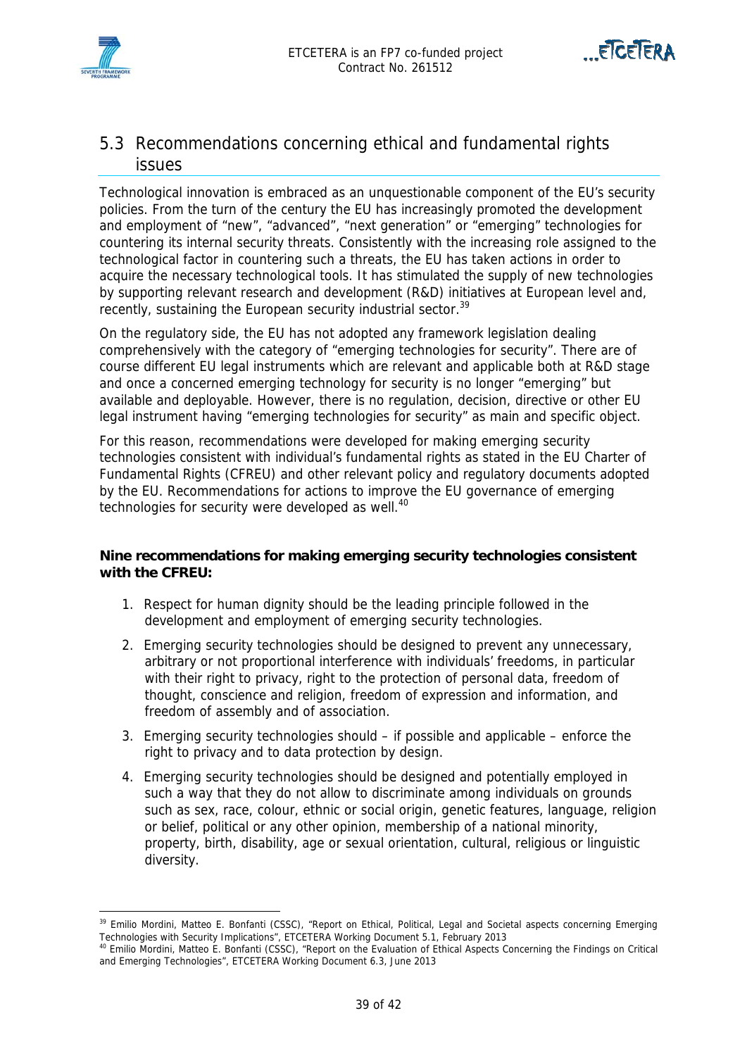## 5.3 Recommendations concerning ethical and fundamental rights issues

Technological innovation is embraced as an unquestionable component of the EU's security policies. From the turn of the century the EU has increasingly promoted the development and employment of "new", "advanced", "next generation" or "emerging" technologies for countering its internal security threats. Consistently with the increasing role assigned to the technological factor in countering such a threats, the EU has taken actions in order to acquire the necessary technological tools. It has stimulated the supply of new technologies by supporting relevant research and development (R&D) initiatives at European level and, recently, sustaining the European security industrial sector.[39]

On the regulatory side, the EU has not adopted any framework legislation dealing comprehensively with the category of "emerging technologies for security". There are of course different EU legal instruments which are relevant and applicable both at R&D stage and once a concerned emerging technology for security is no longer "emerging" but available and deployable. However, there is no regulation, decision, directive or other EU legal instrument having "emerging technologies for security" as main and specific object.

For this reason, recommendations were developed for making emerging security technologies consistent with individual's fundamental rights as stated in the EU Charter of Fundamental Rights (CFREU) and other relevant policy and regulatory documents adopted by the EU. Recommendations for actions to improve the EU governance of emerging technologies for security were developed as well.[40]

**Nine recommendations for making emerging security technologies consistent with the CFREU:**

1. Respect for human dignity should be the leading principle followed in the development and employment of emerging security technologies.
2. Emerging security technologies should be designed to prevent any unnecessary, arbitrary or not proportional interference with individuals' freedoms, in particular with their right to privacy, right to the protection of personal data, freedom of thought, conscience and religion, freedom of expression and information, and freedom of assembly and of association.
3. Emerging security technologies should – if possible and applicable – enforce the right to privacy and to data protection by design.
4. Emerging security technologies should be designed and potentially employed in such a way that they do not allow to discriminate among individuals on grounds such as sex, race, colour, ethnic or social origin, genetic features, language, religion or belief, political or any other opinion, membership of a national minority, property, birth, disability, age or sexual orientation, cultural, religious or linguistic diversity.

[39] Emilio Mordini, Matteo E. Bonfanti (CSSC), "Report on Ethical, Political, Legal and Societal aspects concerning Emerging Technologies with Security Implications", ETCETERA Working Document 5.1, February 2013

[40] Emilio Mordini, Matteo E. Bonfanti (CSSC), "Report on the Evaluation of Ethical Aspects Concerning the Findings on Critical and Emerging Technologies", ETCETERA Working Document 6.3, June 2013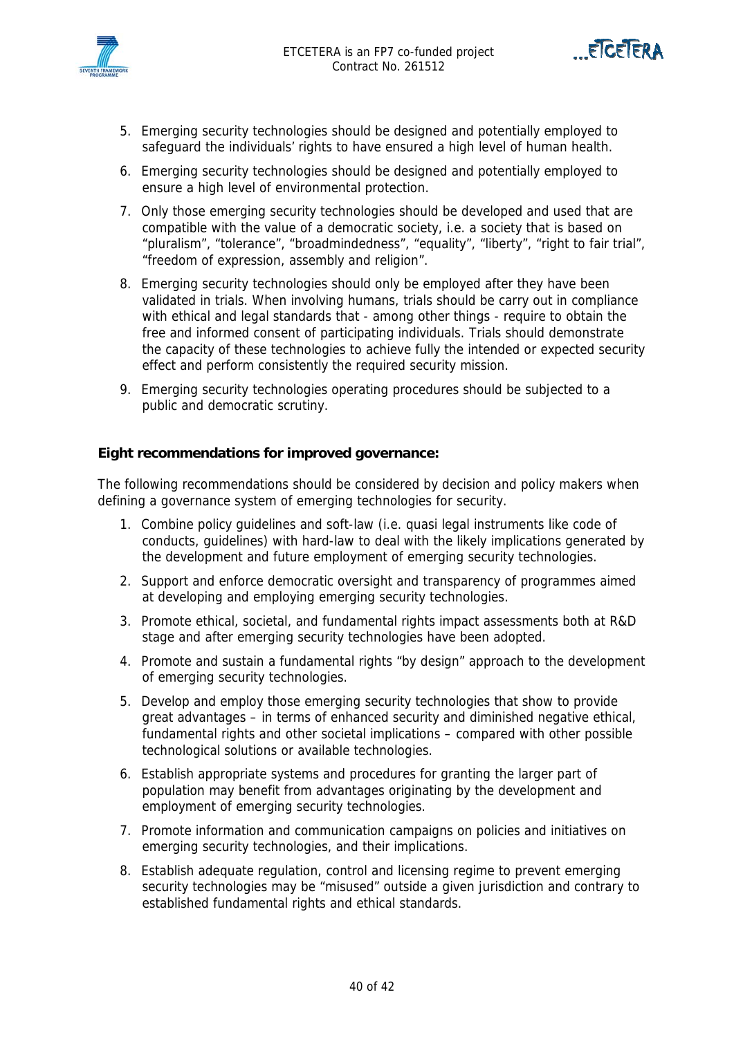5. Emerging security technologies should be designed and potentially employed to safeguard the individuals' rights to have ensured a high level of human health.
6. Emerging security technologies should be designed and potentially employed to ensure a high level of environmental protection.
7. Only those emerging security technologies should be developed and used that are compatible with the value of a democratic society, i.e. a society that is based on "pluralism", "tolerance", "broadmindedness", "equality", "liberty", "right to fair trial", "freedom of expression, assembly and religion".
8. Emerging security technologies should only be employed after they have been validated in trials. When involving humans, trials should be carry out in compliance with ethical and legal standards that - among other things - require to obtain the free and informed consent of participating individuals. Trials should demonstrate the capacity of these technologies to achieve fully the intended or expected security effect and perform consistently the required security mission.
9. Emerging security technologies operating procedures should be subjected to a public and democratic scrutiny.

**Eight recommendations for improved governance:**

The following recommendations should be considered by decision and policy makers when defining a governance system of emerging technologies for security.

1. Combine policy guidelines and soft-law (i.e. quasi legal instruments like code of conducts, guidelines) with hard-law to deal with the likely implications generated by the development and future employment of emerging security technologies.
2. Support and enforce democratic oversight and transparency of programmes aimed at developing and employing emerging security technologies.
3. Promote ethical, societal, and fundamental rights impact assessments both at R&D stage and after emerging security technologies have been adopted.
4. Promote and sustain a fundamental rights "by design" approach to the development of emerging security technologies.
5. Develop and employ those emerging security technologies that show to provide great advantages – in terms of enhanced security and diminished negative ethical, fundamental rights and other societal implications – compared with other possible technological solutions or available technologies.
6. Establish appropriate systems and procedures for granting the larger part of population may benefit from advantages originating by the development and employment of emerging security technologies.
7. Promote information and communication campaigns on policies and initiatives on emerging security technologies, and their implications.
8. Establish adequate regulation, control and licensing regime to prevent emerging security technologies may be "misused" outside a given jurisdiction and contrary to established fundamental rights and ethical standards.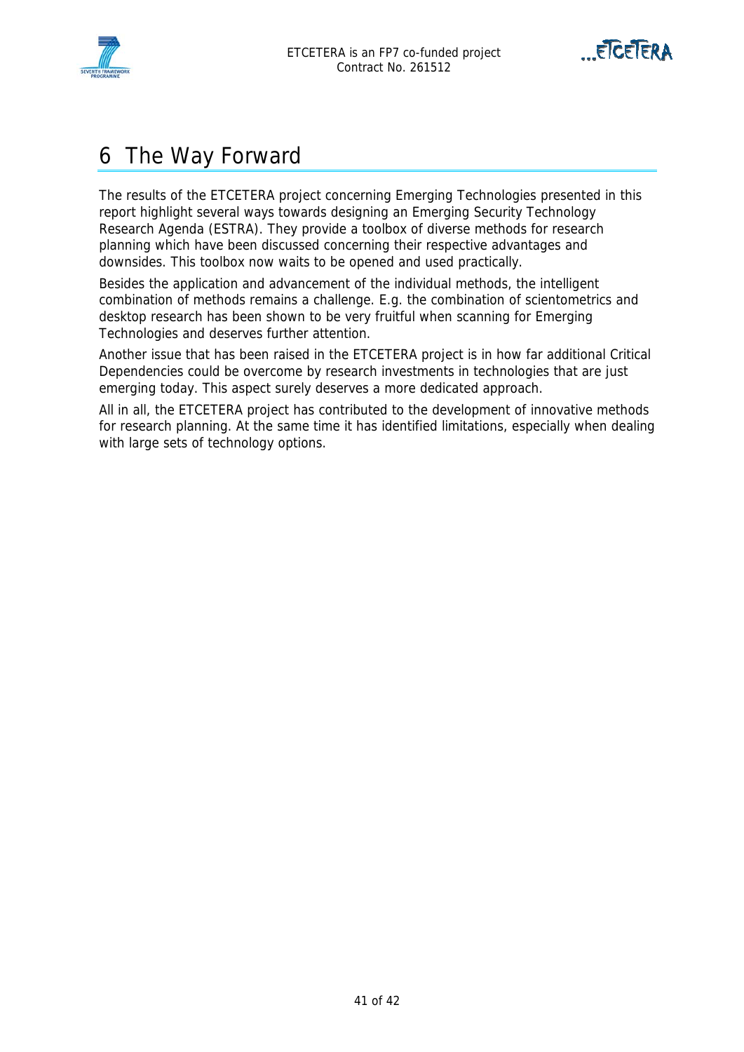# 6 The Way Forward

The results of the ETCETERA project concerning Emerging Technologies presented in this report highlight several ways towards designing an Emerging Security Technology Research Agenda (ESTRA). They provide a toolbox of diverse methods for research planning which have been discussed concerning their respective advantages and downsides. This toolbox now waits to be opened and used practically.

Besides the application and advancement of the individual methods, the intelligent combination of methods remains a challenge. E.g. the combination of scientometrics and desktop research has been shown to be very fruitful when scanning for Emerging Technologies and deserves further attention.

Another issue that has been raised in the ETCETERA project is in how far additional Critical Dependencies could be overcome by research investments in technologies that are just emerging today. This aspect surely deserves a more dedicated approach.

All in all, the ETCETERA project has contributed to the development of innovative methods for research planning. At the same time it has identified limitations, especially when dealing with large sets of technology options.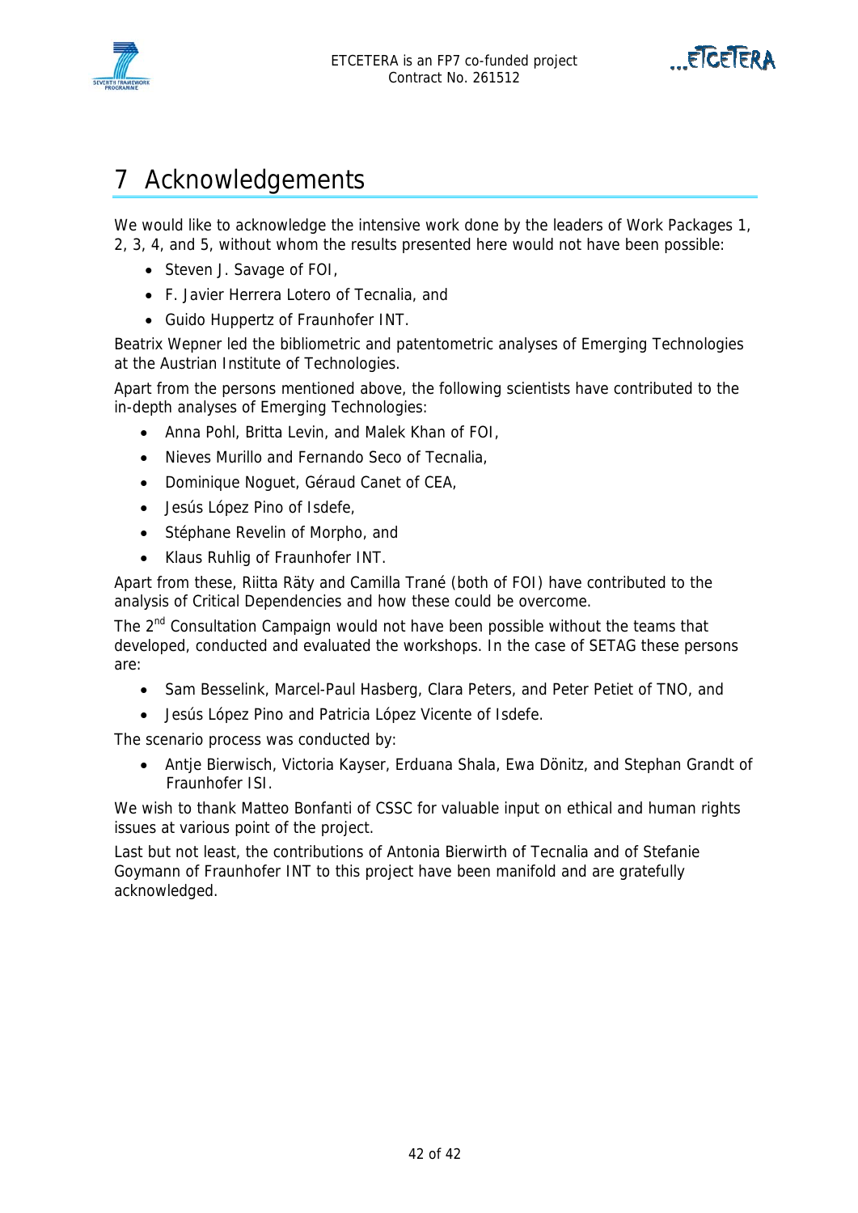# 7 Acknowledgements

We would like to acknowledge the intensive work done by the leaders of Work Packages 1, 2, 3, 4, and 5, without whom the results presented here would not have been possible:

- Steven J. Savage of FOI,
- F. Javier Herrera Lotero of Tecnalia, and
- Guido Huppertz of Fraunhofer INT.

Beatrix Wepner led the bibliometric and patentometric analyses of Emerging Technologies at the Austrian Institute of Technologies.

Apart from the persons mentioned above, the following scientists have contributed to the in-depth analyses of Emerging Technologies:

- Anna Pohl, Britta Levin, and Malek Khan of FOI,
- Nieves Murillo and Fernando Seco of Tecnalia,
- Dominique Noguet, Géraud Canet of CEA,
- Jesús López Pino of Isdefe,
- Stéphane Revelin of Morpho, and
- Klaus Ruhlig of Fraunhofer INT.

Apart from these, Riitta Räty and Camilla Trané (both of FOI) have contributed to the analysis of Critical Dependencies and how these could be overcome.

The 2nd Consultation Campaign would not have been possible without the teams that developed, conducted and evaluated the workshops. In the case of SETAG these persons are:

- Sam Besselink, Marcel-Paul Hasberg, Clara Peters, and Peter Petiet of TNO, and
- Jesús López Pino and Patricia López Vicente of Isdefe.

The scenario process was conducted by:

- Antje Bierwisch, Victoria Kayser, Erduana Shala, Ewa Dönitz, and Stephan Grandt of Fraunhofer ISI.

We wish to thank Matteo Bonfanti of CSSC for valuable input on ethical and human rights issues at various point of the project.

Last but not least, the contributions of Antonia Bierwirth of Tecnalia and of Stefanie Goymann of Fraunhofer INT to this project have been manifold and are gratefully acknowledged.